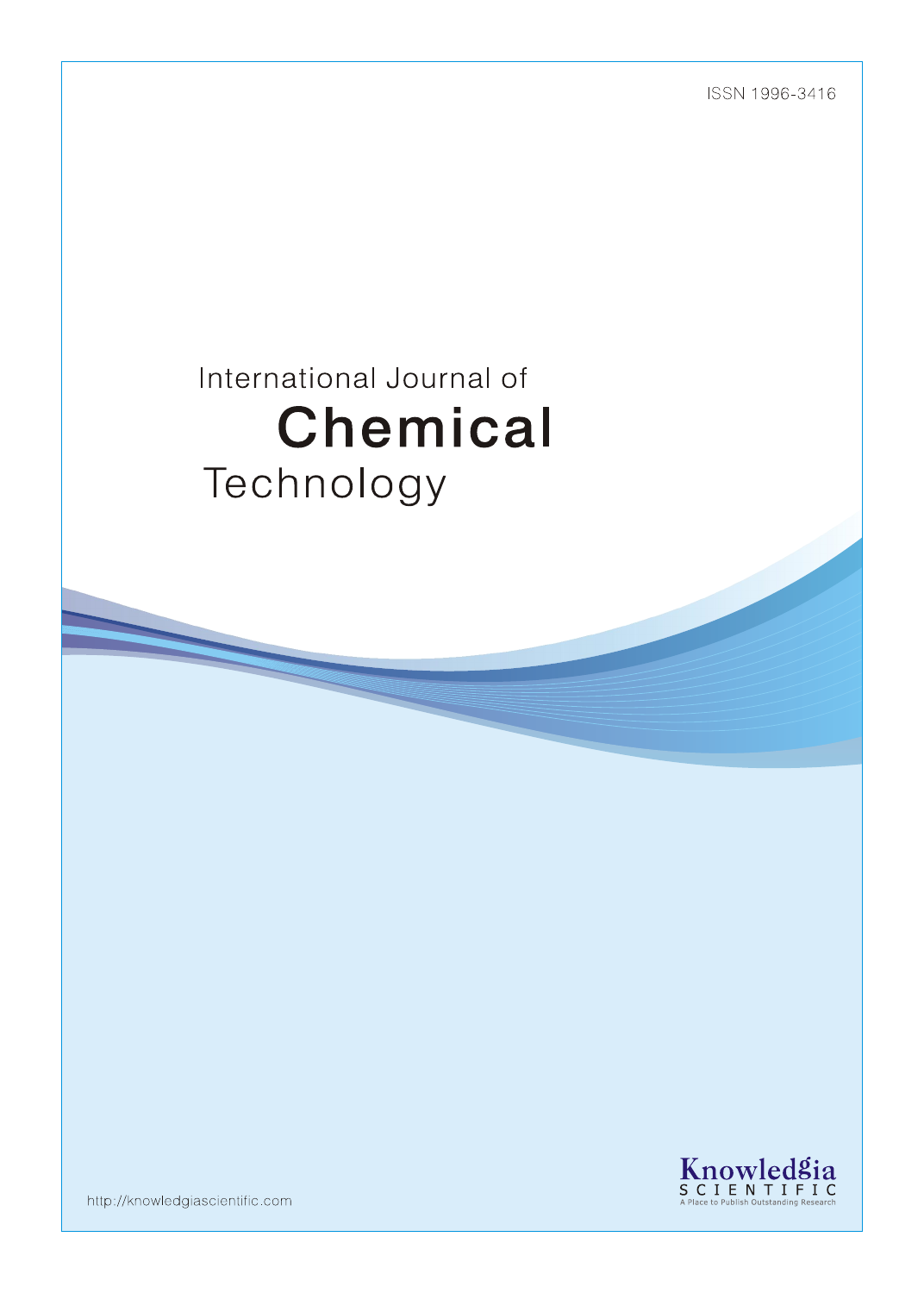ISSN 1996-3416

# International Journal of Chemical Technology

Knowledgia SCIENTIFIC

A Place to Publish Outstanding Research

http://knowledgiascientific.com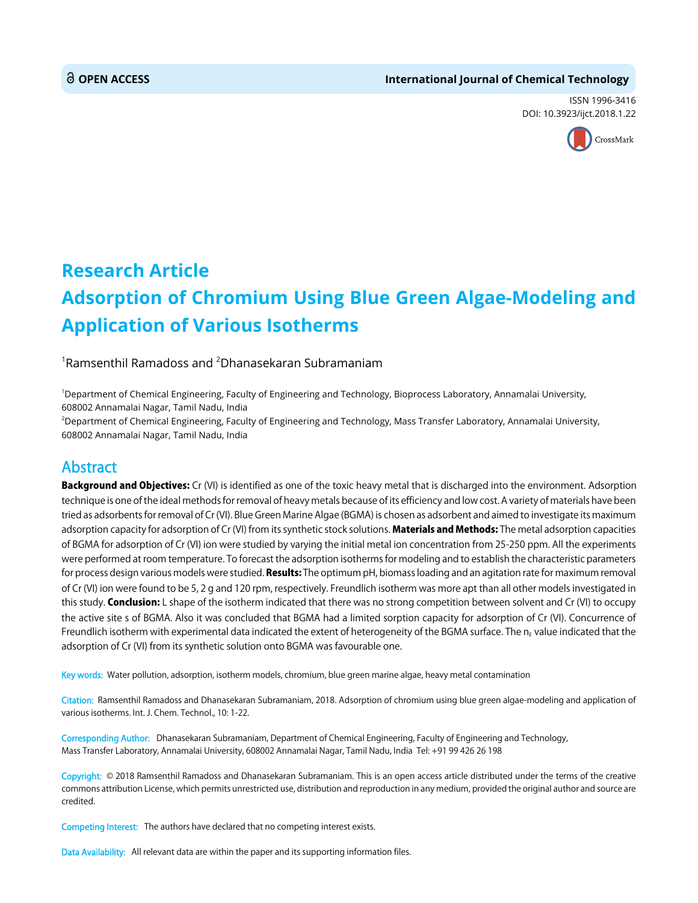**OPEN ACCESS** 

**International Journal of Chemical Technology**

ISSN 1996-3416
DOI: 10.3923/ijct.2018.1.22

# Research Article
# Adsorption of Chromium Using Blue Green Algae-Modeling and Application of Various Isotherms

[1]Ramsenthil Ramadoss and [2]Dhanasekaran Subramaniam

[1]Department of Chemical Engineering, Faculty of Engineering and Technology, Bioprocess Laboratory, Annamalai University, 608002 Annamalai Nagar, Tamil Nadu, India
[2]Department of Chemical Engineering, Faculty of Engineering and Technology, Mass Transfer Laboratory, Annamalai University, 608002 Annamalai Nagar, Tamil Nadu, India

## Abstract

**Background and Objectives:** Cr (VI) is identified as one of the toxic heavy metal that is discharged into the environment. Adsorption technique is one of the ideal methods for removal of heavy metals because of its efficiency and low cost. A variety of materials have been tried as adsorbents for removal of Cr (VI). Blue Green Marine Algae (BGMA) is chosen as adsorbent and aimed to investigate its maximum adsorption capacity for adsorption of Cr (VI) from its synthetic stock solutions. **Materials and Methods:** The metal adsorption capacities of BGMA for adsorption of Cr (VI) ion were studied by varying the initial metal ion concentration from 25-250 ppm. All the experiments were performed at room temperature. To forecast the adsorption isotherms for modeling and to establish the characteristic parameters for process design various models were studied. **Results:** The optimum pH, biomass loading and an agitation rate for maximum removal of Cr (VI) ion were found to be 5, 2 g and 120 rpm, respectively. Freundlich isotherm was more apt than all other models investigated in this study. **Conclusion:** L shape of the isotherm indicated that there was no strong competition between solvent and Cr (VI) to occupy the active site s of BGMA. Also it was concluded that BGMA had a limited sorption capacity for adsorption of Cr (VI). Concurrence of Freundlich isotherm with experimental data indicated the extent of heterogeneity of the BGMA surface. The $n_F$ value indicated that the adsorption of Cr (VI) from its synthetic solution onto BGMA was favourable one.

Key words: Water pollution, adsorption, isotherm models, chromium, blue green marine algae, heavy metal contamination

Citation: Ramsenthil Ramadoss and Dhanasekaran Subramaniam, 2018. Adsorption of chromium using blue green algae-modeling and application of various isotherms. Int. J. Chem. Technol., 10: 1-22.

Corresponding Author: Dhanasekaran Subramaniam, Department of Chemical Engineering, Faculty of Engineering and Technology, Mass Transfer Laboratory, Annamalai University, 608002 Annamalai Nagar, Tamil Nadu, India Tel: +91 99 426 26 198

Copyright: © 2018 Ramsenthil Ramadoss and Dhanasekaran Subramaniam. This is an open access article distributed under the terms of the creative commons attribution License, which permits unrestricted use, distribution and reproduction in any medium, provided the original author and source are credited.

Competing Interest: The authors have declared that no competing interest exists.

Data Availability: All relevant data are within the paper and its supporting information files.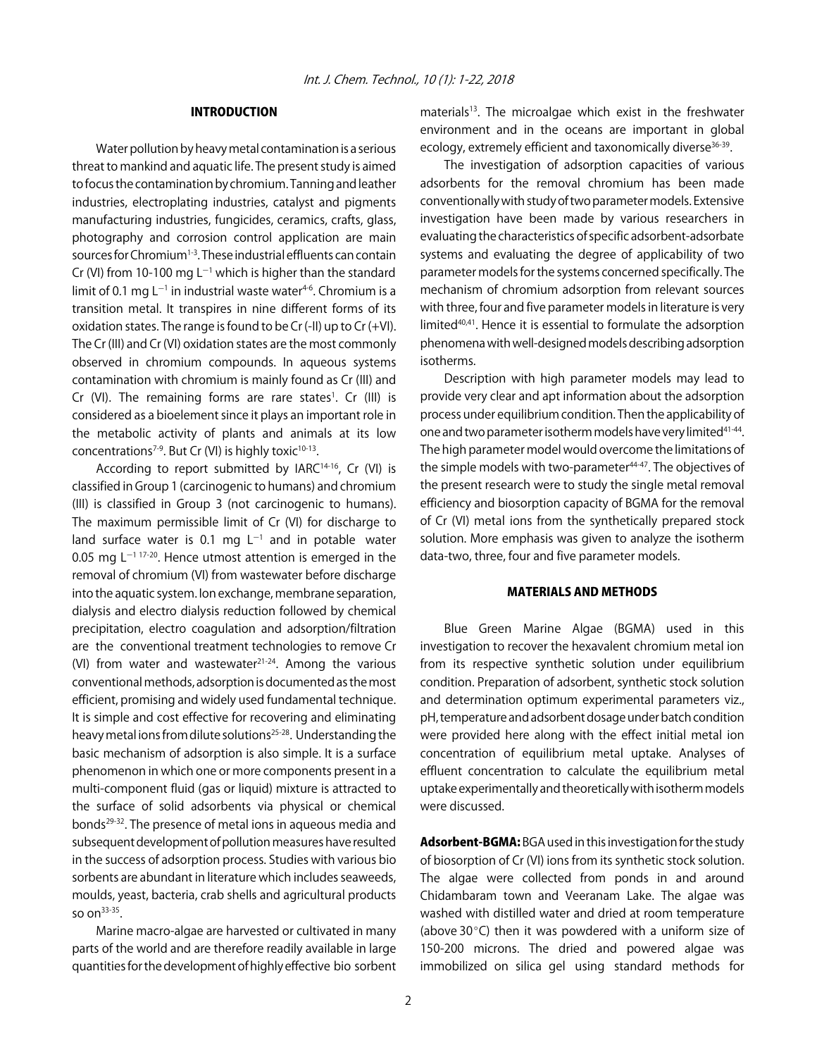## INTRODUCTION

Water pollution by heavy metal contamination is a serious threat to mankind and aquatic life. The present study is aimed to focus the contamination by chromium. Tanning and leather industries, electroplating industries, catalyst and pigments manufacturing industries, fungicides, ceramics, crafts, glass, photography and corrosion control application are main sources for Chromium[1-3]. These industrial effluents can contain Cr (VI) from 10-100 mg $L^{-1}$ which is higher than the standard limit of 0.1 mg $L^{-1}$ in industrial waste water[4-6]. Chromium is a transition metal. It transpires in nine different forms of its oxidation states. The range is found to be Cr (-II) up to Cr (+VI). The Cr (III) and Cr (VI) oxidation states are the most commonly observed in chromium compounds. In aqueous systems contamination with chromium is mainly found as Cr (III) and Cr (VI). The remaining forms are rare states[1]. Cr (III) is considered as a bioelement since it plays an important role in the metabolic activity of plants and animals at its low concentrations[7-9]. But Cr (VI) is highly toxic[10-13].

According to report submitted by IARC[14-16], Cr (VI) is classified in Group 1 (carcinogenic to humans) and chromium (III) is classified in Group 3 (not carcinogenic to humans). The maximum permissible limit of Cr (VI) for discharge to land surface water is 0.1 mg $L^{-1}$ and in potable water 0.05 mg $L^{-1}$ [17-20]. Hence utmost attention is emerged in the removal of chromium (VI) from wastewater before discharge into the aquatic system. Ion exchange, membrane separation, dialysis and electro dialysis reduction followed by chemical precipitation, electro coagulation and adsorption/filtration are the conventional treatment technologies to remove Cr (VI) from water and wastewater[21-24]. Among the various conventional methods, adsorption is documented as the most efficient, promising and widely used fundamental technique. It is simple and cost effective for recovering and eliminating heavy metal ions from dilute solutions[25-28]. Understanding the basic mechanism of adsorption is also simple. It is a surface phenomenon in which one or more components present in a multi-component fluid (gas or liquid) mixture is attracted to the surface of solid adsorbents via physical or chemical bonds[29-32]. The presence of metal ions in aqueous media and subsequent development of pollution measures have resulted in the success of adsorption process. Studies with various bio sorbents are abundant in literature which includes seaweeds, moulds, yeast, bacteria, crab shells and agricultural products so on[33-35].

Marine macro-algae are harvested or cultivated in many parts of the world and are therefore readily available in large quantities for the development of highly effective bio sorbent materials[13]. The microalgae which exist in the freshwater environment and in the oceans are important in global ecology, extremely efficient and taxonomically diverse[36-39].

The investigation of adsorption capacities of various adsorbents for the removal chromium has been made conventionally with study of two parameter models. Extensive investigation have been made by various researchers in evaluating the characteristics of specific adsorbent-adsorbate systems and evaluating the degree of applicability of two parameter models for the systems concerned specifically. The mechanism of chromium adsorption from relevant sources with three, four and five parameter models in literature is very limited[40,41]. Hence it is essential to formulate the adsorption phenomena with well-designed models describing adsorption isotherms.

Description with high parameter models may lead to provide very clear and apt information about the adsorption process under equilibrium condition. Then the applicability of one and two parameter isotherm models have very limited[41-44]. The high parameter model would overcome the limitations of the simple models with two-parameter[44-47]. The objectives of the present research were to study the single metal removal efficiency and biosorption capacity of BGMA for the removal of Cr (VI) metal ions from the synthetically prepared stock solution. More emphasis was given to analyze the isotherm data-two, three, four and five parameter models.

## MATERIALS AND METHODS

Blue Green Marine Algae (BGMA) used in this investigation to recover the hexavalent chromium metal ion from its respective synthetic solution under equilibrium condition. Preparation of adsorbent, synthetic stock solution and determination optimum experimental parameters viz., pH, temperature and adsorbent dosage under batch condition were provided here along with the effect initial metal ion concentration of equilibrium metal uptake. Analyses of effluent concentration to calculate the equilibrium metal uptake experimentally and theoretically with isotherm models were discussed.

**Adsorbent-BGMA:** BGA used in this investigation for the study of biosorption of Cr (VI) ions from its synthetic stock solution. The algae were collected from ponds in and around Chidambaram town and Veeranam Lake. The algae was washed with distilled water and dried at room temperature (above 30°C) then it was powdered with a uniform size of 150-200 microns. The dried and powered algae was immobilized on silica gel using standard methods for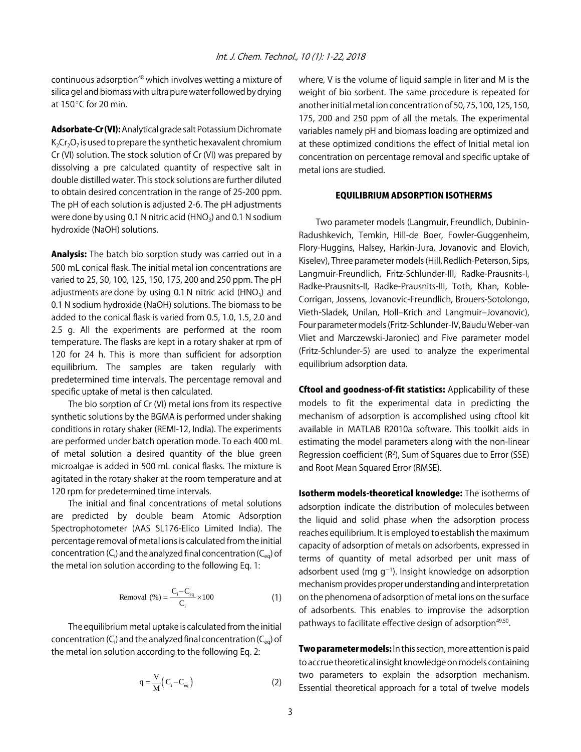continuous adsorption[48] which involves wetting a mixture of silica gel and biomass with ultra pure water followed by drying at 150°C for 20 min.

**Adsorbate-Cr (VI):** Analytical grade salt Potassium Dichromate $K_2Cr_2O_7$ is used to prepare the synthetic hexavalent chromium Cr (VI) solution. The stock solution of Cr (VI) was prepared by dissolving a pre calculated quantity of respective salt in double distilled water. This stock solutions are further diluted to obtain desired concentration in the range of 25-200 ppm. The pH of each solution is adjusted 2-6. The pH adjustments were done by using 0.1 N nitric acid ($HNO_3$) and 0.1 N sodium hydroxide (NaOH) solutions.

**Analysis:** The batch bio sorption study was carried out in a 500 mL conical flask. The initial metal ion concentrations are varied to 25, 50, 100, 125, 150, 175, 200 and 250 ppm. The pH adjustments are done by using 0.1 N nitric acid ($HNO_3$) and 0.1 N sodium hydroxide (NaOH) solutions. The biomass to be added to the conical flask is varied from 0.5, 1.0, 1.5, 2.0 and 2.5 g. All the experiments are performed at the room temperature. The flasks are kept in a rotary shaker at rpm of 120 for 24 h. This is more than sufficient for adsorption equilibrium. The samples are taken regularly with predetermined time intervals. The percentage removal and specific uptake of metal is then calculated.

The bio sorption of Cr (VI) metal ions from its respective synthetic solutions by the BGMA is performed under shaking conditions in rotary shaker (REMI-12, India). The experiments are performed under batch operation mode. To each 400 mL of metal solution a desired quantity of the blue green microalgae is added in 500 mL conical flasks. The mixture is agitated in the rotary shaker at the room temperature and at 120 rpm for predetermined time intervals.

The initial and final concentrations of metal solutions are predicted by double beam Atomic Adsorption Spectrophotometer (AAS SL176-Elico Limited India). The percentage removal of metal ions is calculated from the initial concentration ($C_i$) and the analyzed final concentration ($C_{eq}$) of the metal ion solution according to the following Eq. 1:

$$\text{Removal (\%)} = \frac{C_i - C_{eq}}{C_i} \times 100 \tag{1}$$

The equilibrium metal uptake is calculated from the initial concentration ($C_i$) and the analyzed final concentration ($C_{eq}$) of the metal ion solution according to the following Eq. 2:

$$q = \frac{V}{M}\left(C_i - C_{eq}\right) \tag{2}$$

where, V is the volume of liquid sample in liter and M is the weight of bio sorbent. The same procedure is repeated for another initial metal ion concentration of 50, 75, 100, 125, 150, 175, 200 and 250 ppm of all the metals. The experimental variables namely pH and biomass loading are optimized and at these optimized conditions the effect of Initial metal ion concentration on percentage removal and specific uptake of metal ions are studied.

## EQUILIBRIUM ADSORPTION ISOTHERMS

Two parameter models (Langmuir, Freundlich, Dubinin-Radushkevich, Temkin, Hill-de Boer, Fowler-Guggenheim, Flory-Huggins, Halsey, Harkin-Jura, Jovanovic and Elovich, Kiselev), Three parameter models (Hill, Redlich-Peterson, Sips, Langmuir-Freundlich, Fritz-Schlunder-III, Radke-Prausnits-I, Radke-Prausnits-II, Radke-Prausnits-III, Toth, Khan, Koble-Corrigan, Jossens, Jovanovic-Freundlich, Brouers-Sotolongo, Vieth-Sladek, Unilan, Holl–Krich and Langmuir–Jovanovic), Four parameter models (Fritz-Schlunder-IV, Baudu Weber-van Vliet and Marczewski-Jaroniec) and Five parameter model (Fritz-Schlunder-5) are used to analyze the experimental equilibrium adsorption data.

**Cftool and goodness-of-fit statistics:** Applicability of these models to fit the experimental data in predicting the mechanism of adsorption is accomplished using cftool kit available in MATLAB R2010a software. This toolkit aids in estimating the model parameters along with the non-linear Regression coefficient ($R^2$), Sum of Squares due to Error (SSE) and Root Mean Squared Error (RMSE).

**Isotherm models-theoretical knowledge:** The isotherms of adsorption indicate the distribution of molecules between the liquid and solid phase when the adsorption process reaches equilibrium. It is employed to establish the maximum capacity of adsorption of metals on adsorbents, expressed in terms of quantity of metal adsorbed per unit mass of adsorbent used (mg $g^{-1}$). Insight knowledge on adsorption mechanism provides proper understanding and interpretation on the phenomena of adsorption of metal ions on the surface of adsorbents. This enables to improvise the adsorption pathways to facilitate effective design of adsorption[49,50].

**Two parameter models:** In this section, more attention is paid to accrue theoretical insight knowledge on models containing two parameters to explain the adsorption mechanism. Essential theoretical approach for a total of twelve models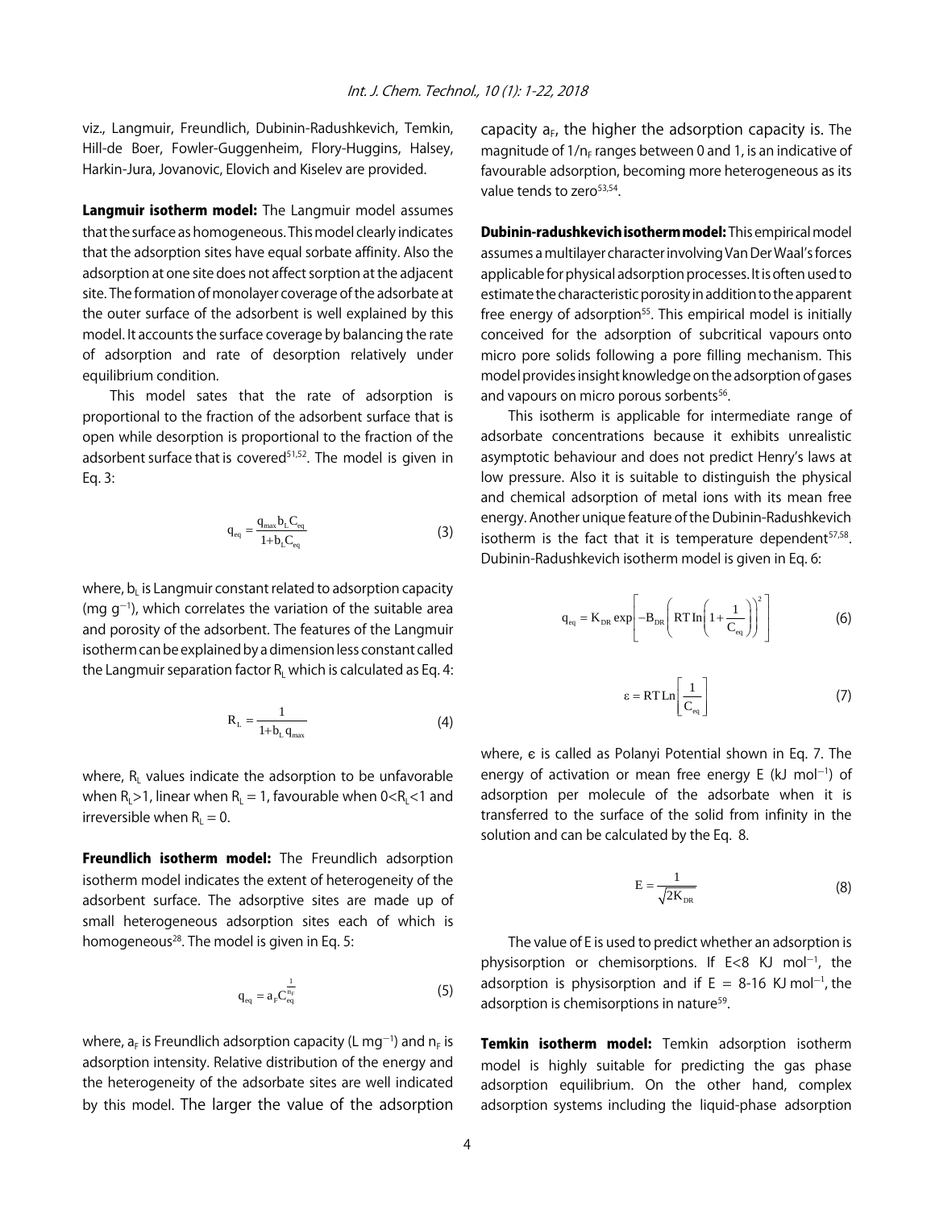viz., Langmuir, Freundlich, Dubinin-Radushkevich, Temkin, Hill-de Boer, Fowler-Guggenheim, Flory-Huggins, Halsey, Harkin-Jura, Jovanovic, Elovich and Kiselev are provided.

**Langmuir isotherm model:** The Langmuir model assumes that the surface as homogeneous. This model clearly indicates that the adsorption sites have equal sorbate affinity. Also the adsorption at one site does not affect sorption at the adjacent site. The formation of monolayer coverage of the adsorbate at the outer surface of the adsorbent is well explained by this model. It accounts the surface coverage by balancing the rate of adsorption and rate of desorption relatively under equilibrium condition.

This model sates that the rate of adsorption is proportional to the fraction of the adsorbent surface that is open while desorption is proportional to the fraction of the adsorbent surface that is covered[51,52]. The model is given in Eq. 3:

$$q_{eq} = \frac{q_{max} b_L C_{eq}}{1 + b_L C_{eq}} \tag{3}$$

where, $b_L$ is Langmuir constant related to adsorption capacity (mg $g^{-1}$), which correlates the variation of the suitable area and porosity of the adsorbent. The features of the Langmuir isotherm can be explained by a dimension less constant called the Langmuir separation factor $R_L$ which is calculated as Eq. 4:

$$R_L = \frac{1}{1 + b_L q_{max}} \tag{4}$$

where, $R_L$ values indicate the adsorption to be unfavorable when $R_L > 1$, linear when $R_L = 1$, favourable when $0 < R_L < 1$ and irreversible when $R_L = 0$.

**Freundlich isotherm model:** The Freundlich adsorption isotherm model indicates the extent of heterogeneity of the adsorbent surface. The adsorptive sites are made up of small heterogeneous adsorption sites each of which is homogeneous[28]. The model is given in Eq. 5:

$$q_{eq} = a_F C_{eq}^{\frac{1}{n_F}} \tag{5}$$

where, $a_F$ is Freundlich adsorption capacity (L $mg^{-1}$) and $n_F$ is adsorption intensity. Relative distribution of the energy and the heterogeneity of the adsorbate sites are well indicated by this model. The larger the value of the adsorption capacity $a_F$, the higher the adsorption capacity is. The magnitude of $1/n_F$ ranges between 0 and 1, is an indicative of favourable adsorption, becoming more heterogeneous as its value tends to zero[53,54].

**Dubinin-radushkevich isotherm model:** This empirical model assumes a multilayer character involving Van Der Waal's forces applicable for physical adsorption processes. It is often used to estimate the characteristic porosity in addition to the apparent free energy of adsorption[55]. This empirical model is initially conceived for the adsorption of subcritical vapours onto micro pore solids following a pore filling mechanism. This model provides insight knowledge on the adsorption of gases and vapours on micro porous sorbents[56].

This isotherm is applicable for intermediate range of adsorbate concentrations because it exhibits unrealistic asymptotic behaviour and does not predict Henry's laws at low pressure. Also it is suitable to distinguish the physical and chemical adsorption of metal ions with its mean free energy. Another unique feature of the Dubinin-Radushkevich isotherm is the fact that it is temperature dependent[57,58]. Dubinin-Radushkevich isotherm model is given in Eq. 6:

$$q_{eq} = K_{DR} \exp\left[-B_{DR}\left(RT\,\text{In}\left(1 + \frac{1}{C_{eq}}\right)\right)^2\right] \tag{6}$$

$$\varepsilon = RT\,\text{Ln}\left[\frac{1}{C_{eq}}\right] \tag{7}$$

where, ε is called as Polanyi Potential shown in Eq. 7. The energy of activation or mean free energy E (kJ $mol^{-1}$) of adsorption per molecule of the adsorbate when it is transferred to the surface of the solid from infinity in the solution and can be calculated by the Eq. 8.

$$E = \frac{1}{\sqrt{2K_{DR}}} \tag{8}$$

The value of E is used to predict whether an adsorption is physisorption or chemisorptions. If E<8 KJ $mol^{-1}$, the adsorption is physisorption and if E = 8-16 KJ $mol^{-1}$, the adsorption is chemisorptions in nature[59].

**Temkin isotherm model:** Temkin adsorption isotherm model is highly suitable for predicting the gas phase adsorption equilibrium. On the other hand, complex adsorption systems including the liquid-phase adsorption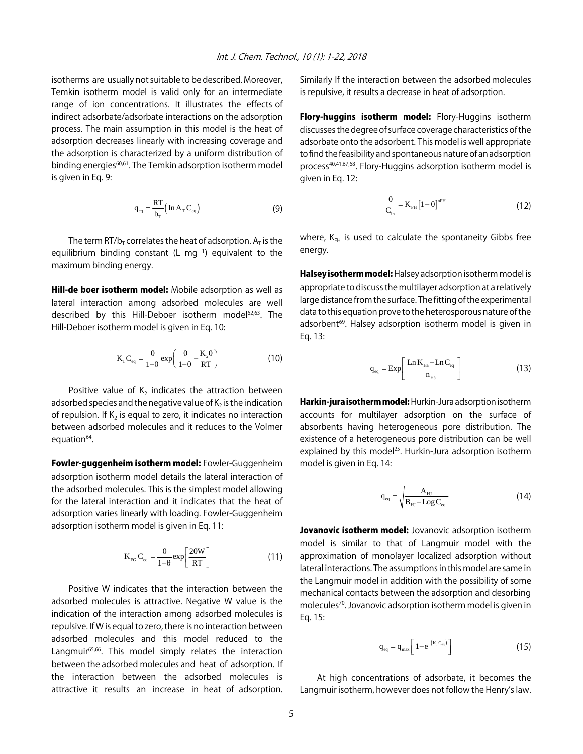isotherms are usually not suitable to be described. Moreover, Temkin isotherm model is valid only for an intermediate range of ion concentrations. It illustrates the effects of indirect adsorbate/adsorbate interactions on the adsorption process. The main assumption in this model is the heat of adsorption decreases linearly with increasing coverage and the adsorption is characterized by a uniform distribution of binding energies[60,61]. The Temkin adsorption isotherm model is given in Eq. 9:

$$q_{eq} = \frac{RT}{b_T}\left(\ln A_T C_{eq}\right) \quad (9)$$

The term $RT/b_T$ correlates the heat of adsorption. $A_T$ is the equilibrium binding constant (L $mg^{-1}$) equivalent to the maximum binding energy.

**Hill-de boer isotherm model:** Mobile adsorption as well as lateral interaction among adsorbed molecules are well described by this Hill-Deboer isotherm model[62,63]. The Hill-Deboer isotherm model is given in Eq. 10:

$$K_1 C_{eq} = \frac{\theta}{1-\theta}\exp\left(\frac{\theta}{1-\theta} - \frac{K_2\theta}{RT}\right) \quad (10)$$

Positive value of $K_2$ indicates the attraction between adsorbed species and the negative value of $K_2$ is the indication of repulsion. If $K_2$ is equal to zero, it indicates no interaction between adsorbed molecules and it reduces to the Volmer equation[64].

**Fowler-guggenheim isotherm model:** Fowler-Guggenheim adsorption isotherm model details the lateral interaction of the adsorbed molecules. This is the simplest model allowing for the lateral interaction and it indicates that the heat of adsorption varies linearly with loading. Fowler-Guggenheim adsorption isotherm model is given in Eq. 11:

$$K_{FG} C_{eq} = \frac{\theta}{1-\theta}\exp\left[\frac{2\theta W}{RT}\right] \quad (11)$$

Positive W indicates that the interaction between the adsorbed molecules is attractive. Negative W value is the indication of the interaction among adsorbed molecules is repulsive. If W is equal to zero, there is no interaction between adsorbed molecules and this model reduced to the Langmuir[65,66]. This model simply relates the interaction between the adsorbed molecules and heat of adsorption. If the interaction between the adsorbed molecules is attractive it results an increase in heat of adsorption. Similarly If the interaction between the adsorbed molecules is repulsive, it results a decrease in heat of adsorption.

**Flory-huggins isotherm model:** Flory-Huggins isotherm discusses the degree of surface coverage characteristics of the adsorbate onto the adsorbent. This model is well appropriate to find the feasibility and spontaneous nature of an adsorption process[40,41,67,68]. Flory-Huggins adsorption isotherm model is given in Eq. 12:

$$\frac{\theta}{C_{in}} = K_{FH}\left[1-\theta\right]^{nFH} \quad (12)$$

where, $K_{FH}$ is used to calculate the spontaneity Gibbs free energy.

**Halsey isotherm model:** Halsey adsorption isotherm model is appropriate to discuss the multilayer adsorption at a relatively large distance from the surface. The fitting of the experimental data to this equation prove to the heterosporous nature of the adsorbent[69]. Halsey adsorption isotherm model is given in Eq. 13:

$$q_{eq} = \mathrm{Exp}\left[\frac{\mathrm{Ln}\,K_{Ha} - \mathrm{Ln}\,C_{eq}}{n_{Ha}}\right] \quad (13)$$

**Harkin-jura isotherm model:** Hurkin-Jura adsorption isotherm accounts for multilayer adsorption on the surface of absorbents having heterogeneous pore distribution. The existence of a heterogeneous pore distribution can be well explained by this model[25]. Hurkin-Jura adsorption isotherm model is given in Eq. 14:

$$q_{eq} = \sqrt{\frac{A_{HJ}}{B_{HJ} - \mathrm{Log}\,C_{eq}}} \quad (14)$$

**Jovanovic isotherm model:** Jovanovic adsorption isotherm model is similar to that of Langmuir model with the approximation of monolayer localized adsorption without lateral interactions. The assumptions in this model are same in the Langmuir model in addition with the possibility of some mechanical contacts between the adsorption and desorbing molecules[70]. Jovanovic adsorption isotherm model is given in Eq. 15:

$$q_{eq} = q_{max}\left[1 - e^{-\left(K_J C_{eq}\right)}\right] \quad (15)$$

At high concentrations of adsorbate, it becomes the Langmuir isotherm, however does not follow the Henry's law.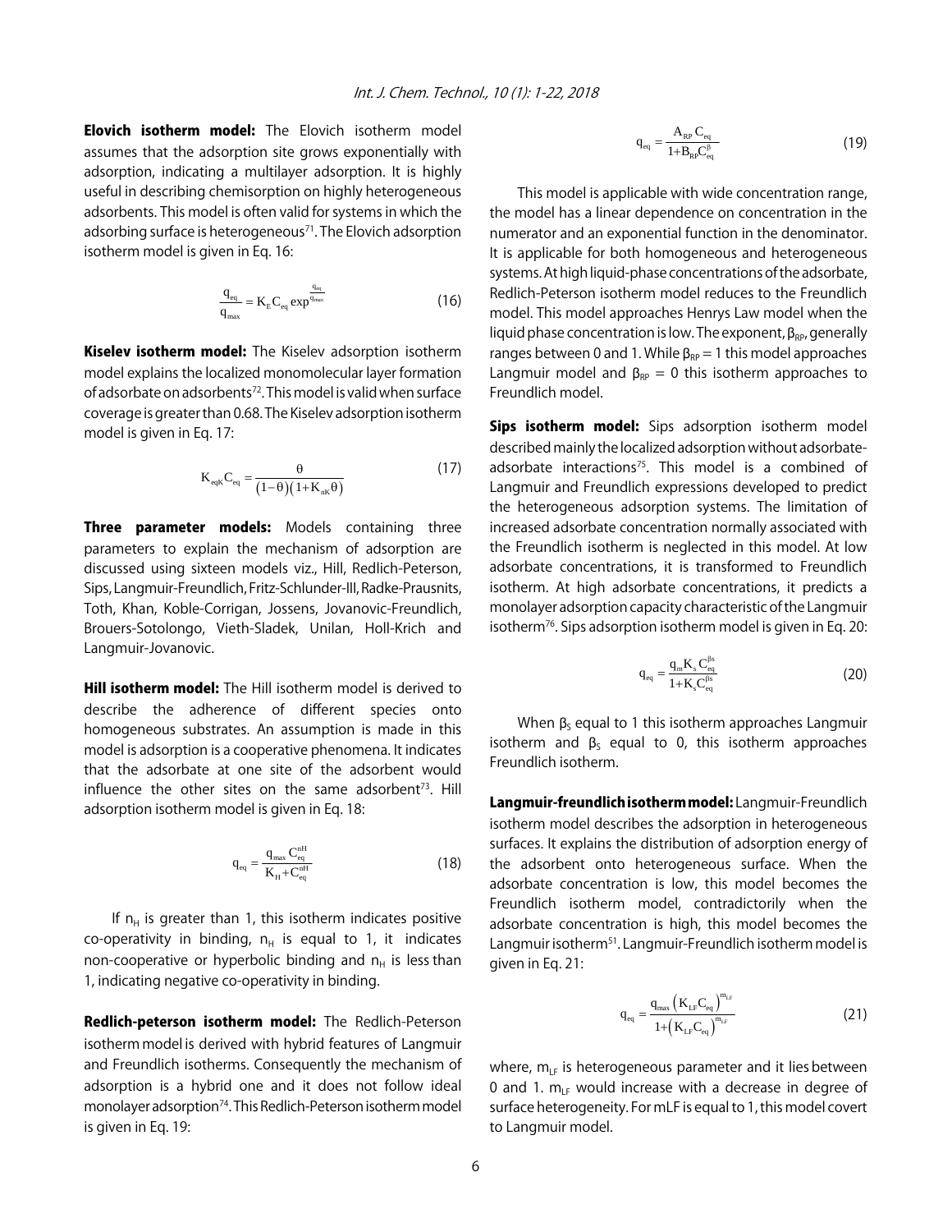**Elovich isotherm model:** The Elovich isotherm model assumes that the adsorption site grows exponentially with adsorption, indicating a multilayer adsorption. It is highly useful in describing chemisorption on highly heterogeneous adsorbents. This model is often valid for systems in which the adsorbing surface is heterogeneous[71]. The Elovich adsorption isotherm model is given in Eq. 16:

$$\frac{q_{eq}}{q_{max}} = K_E C_{eq} \exp^{\frac{q_{eq}}{q_{max}}} \tag{16}$$

**Kiselev isotherm model:** The Kiselev adsorption isotherm model explains the localized monomolecular layer formation of adsorbate on adsorbents[72]. This model is valid when surface coverage is greater than 0.68. The Kiselev adsorption isotherm model is given in Eq. 17:

$$K_{eqK} C_{eq} = \frac{\theta}{(1-\theta)(1+K_{nK}\theta)} \tag{17}$$

**Three parameter models:** Models containing three parameters to explain the mechanism of adsorption are discussed using sixteen models viz., Hill, Redlich-Peterson, Sips, Langmuir-Freundlich, Fritz-Schlunder-III, Radke-Prausnits, Toth, Khan, Koble-Corrigan, Jossens, Jovanovic-Freundlich, Brouers-Sotolongo, Vieth-Sladek, Unilan, Holl-Krich and Langmuir-Jovanovic.

**Hill isotherm model:** The Hill isotherm model is derived to describe the adherence of different species onto homogeneous substrates. An assumption is made in this model is adsorption is a cooperative phenomena. It indicates that the adsorbate at one site of the adsorbent would influence the other sites on the same adsorbent[73]. Hill adsorption isotherm model is given in Eq. 18:

$$q_{eq} = \frac{q_{max} C_{eq}^{nH}}{K_H + C_{eq}^{nH}} \tag{18}$$

If $n_H$ is greater than 1, this isotherm indicates positive co-operativity in binding, $n_H$ is equal to 1, it indicates non-cooperative or hyperbolic binding and $n_H$ is less than 1, indicating negative co-operativity in binding.

**Redlich-peterson isotherm model:** The Redlich-Peterson isotherm model is derived with hybrid features of Langmuir and Freundlich isotherms. Consequently the mechanism of adsorption is a hybrid one and it does not follow ideal monolayer adsorption[74]. This Redlich-Peterson isotherm model is given in Eq. 19:

$$q_{eq} = \frac{A_{RP} C_{eq}}{1 + B_{RP} C_{eq}^{\beta}} \tag{19}$$

This model is applicable with wide concentration range, the model has a linear dependence on concentration in the numerator and an exponential function in the denominator. It is applicable for both homogeneous and heterogeneous systems. At high liquid-phase concentrations of the adsorbate, Redlich-Peterson isotherm model reduces to the Freundlich model. This model approaches Henrys Law model when the liquid phase concentration is low. The exponent, $\beta_{RP}$, generally ranges between 0 and 1. While $\beta_{RP} = 1$ this model approaches Langmuir model and $\beta_{RP} = 0$ this isotherm approaches to Freundlich model.

**Sips isotherm model:** Sips adsorption isotherm model described mainly the localized adsorption without adsorbate-adsorbate interactions[75]. This model is a combined of Langmuir and Freundlich expressions developed to predict the heterogeneous adsorption systems. The limitation of increased adsorbate concentration normally associated with the Freundlich isotherm is neglected in this model. At low adsorbate concentrations, it is transformed to Freundlich isotherm. At high adsorbate concentrations, it predicts a monolayer adsorption capacity characteristic of the Langmuir isotherm[76]. Sips adsorption isotherm model is given in Eq. 20:

$$q_{eq} = \frac{q_m K_s C_{eq}^{\beta s}}{1 + K_s C_{eq}^{\beta s}} \tag{20}$$

When $\beta_S$ equal to 1 this isotherm approaches Langmuir isotherm and $\beta_S$ equal to 0, this isotherm approaches Freundlich isotherm.

**Langmuir-freundlich isotherm model:** Langmuir-Freundlich isotherm model describes the adsorption in heterogeneous surfaces. It explains the distribution of adsorption energy of the adsorbent onto heterogeneous surface. When the adsorbate concentration is low, this model becomes the Freundlich isotherm model, contradictorily when the adsorbate concentration is high, this model becomes the Langmuir isotherm[51]. Langmuir-Freundlich isotherm model is given in Eq. 21:

$$q_{eq} = \frac{q_{max} \left(K_{LF} C_{eq}\right)^{m_{LF}}}{1 + \left(K_{LF} C_{eq}\right)^{m_{LF}}} \tag{21}$$

where, $m_{LF}$ is heterogeneous parameter and it lies between 0 and 1. $m_{LF}$ would increase with a decrease in degree of surface heterogeneity. For mLF is equal to 1, this model covert to Langmuir model.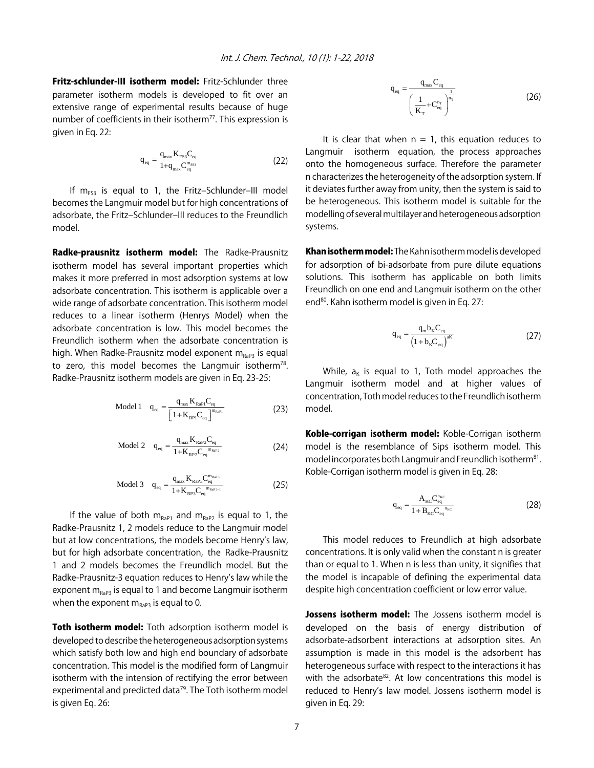**Fritz-schlunder-III isotherm model:** Fritz-Schlunder three parameter isotherm models is developed to fit over an extensive range of experimental results because of huge number of coefficients in their isotherm[77]. This expression is given in Eq. 22:

$$q_{eq} = \frac{q_{max} K_{FS3} C_{eq}}{1 + q_{max} C_{eq}^{m_{FS3}}} \quad (22)$$

If $m_{FS3}$ is equal to 1, the Fritz–Schlunder–III model becomes the Langmuir model but for high concentrations of adsorbate, the Fritz–Schlunder–III reduces to the Freundlich model.

**Radke-prausnitz isotherm model:** The Radke-Prausnitz isotherm model has several important properties which makes it more preferred in most adsorption systems at low adsorbate concentration. This isotherm is applicable over a wide range of adsorbate concentration. This isotherm model reduces to a linear isotherm (Henrys Model) when the adsorbate concentration is low. This model becomes the Freundlich isotherm when the adsorbate concentration is high. When Radke-Prausnitz model exponent $m_{RaP3}$ is equal to zero, this model becomes the Langmuir isotherm[78]. Radke-Prausnitz isotherm models are given in Eq. 23-25:

$$\text{Model 1} \quad q_{eq} = \frac{q_{max} K_{RaP1} C_{eq}}{\left[1 + K_{RP1} C_{eq}\right]^{m_{RaP1}}} \quad (23)$$

$$\text{Model 2} \quad q_{eq} = \frac{q_{max} K_{RaP2} C_{eq}}{1 + K_{RP2} C_{eq}^{\ m_{RaP2}}} \quad (24)$$

$$\text{Model 3} \quad q_{eq} = \frac{q_{max} K_{RaP3} C_{eq}^{m_{RaP3}}}{1 + K_{RP3} C_{eq}^{\ m_{RaP3-1}}} \quad (25)$$

If the value of both $m_{RaP1}$ and $m_{RaP2}$ is equal to 1, the Radke-Prausnitz 1, 2 models reduce to the Langmuir model but at low concentrations, the models become Henry's law, but for high adsorbate concentration, the Radke-Prausnitz 1 and 2 models becomes the Freundlich model. But the Radke-Prausnitz-3 equation reduces to Henry's law while the exponent $m_{RaP3}$ is equal to 1 and become Langmuir isotherm when the exponent $m_{RaP3}$ is equal to 0.

**Toth isotherm model:** Toth adsorption isotherm model is developed to describe the heterogeneous adsorption systems which satisfy both low and high end boundary of adsorbate concentration. This model is the modified form of Langmuir isotherm with the intension of rectifying the error between experimental and predicted data[79]. The Toth isotherm model is given Eq. 26:

$$q_{eq} = \frac{q_{max} C_{eq}}{\left(\frac{1}{K_T} + C_{eq}^{n_T}\right)^{\frac{1}{n_T}}} \quad (26)$$

It is clear that when n = 1, this equation reduces to Langmuir isotherm equation, the process approaches onto the homogeneous surface. Therefore the parameter n characterizes the heterogeneity of the adsorption system. If it deviates further away from unity, then the system is said to be heterogeneous. This isotherm model is suitable for the modelling of several multilayer and heterogeneous adsorption systems.

**Khan isotherm model:** The Kahn isotherm model is developed for adsorption of bi-adsorbate from pure dilute equations solutions. This isotherm has applicable on both limits Freundlich on one end and Langmuir isotherm on the other end[80]. Kahn isotherm model is given in Eq. 27:

$$q_{eq} = \frac{q_m b_K C_{eq}}{\left(1 + b_K C_{eq}\right)^{aK}} \quad (27)$$

While, $a_K$ is equal to 1, Toth model approaches the Langmuir isotherm model and at higher values of concentration, Toth model reduces to the Freundlich isotherm model.

**Koble-corrigan isotherm model:** Koble-Corrigan isotherm model is the resemblance of Sips isotherm model. This model incorporates both Langmuir and Freundlich isotherm[81]. Koble-Corrigan isotherm model is given in Eq. 28:

$$q_{eq} = \frac{A_{KC} C_{eq}^{n_{KC}}}{1 + B_{KC} C_{eq}^{\ n_{KC}}} \quad (28)$$

This model reduces to Freundlich at high adsorbate concentrations. It is only valid when the constant n is greater than or equal to 1. When n is less than unity, it signifies that the model is incapable of defining the experimental data despite high concentration coefficient or low error value.

**Jossens isotherm model:** The Jossens isotherm model is developed on the basis of energy distribution of adsorbate-adsorbent interactions at adsorption sites. An assumption is made in this model is the adsorbent has heterogeneous surface with respect to the interactions it has with the adsorbate[82]. At low concentrations this model is reduced to Henry's law model. Jossens isotherm model is given in Eq. 29: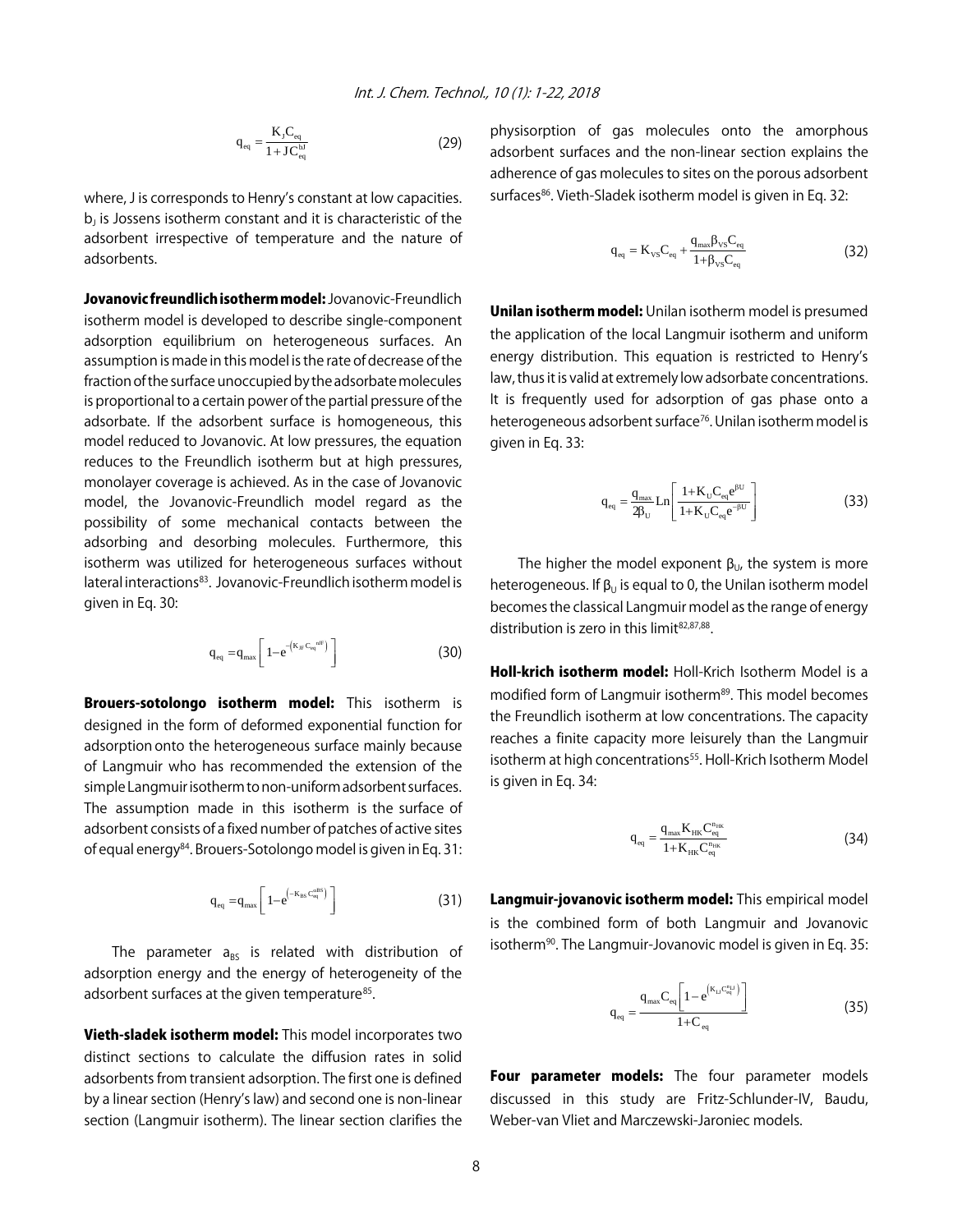$$q_{eq} = \frac{K_J C_{eq}}{1 + J C_{eq}^{bJ}} \quad (29)$$

where, J is corresponds to Henry's constant at low capacities. $b_J$ is Jossens isotherm constant and it is characteristic of the adsorbent irrespective of temperature and the nature of adsorbents.

**Jovanovic freundlich isotherm model:** Jovanovic-Freundlich isotherm model is developed to describe single-component adsorption equilibrium on heterogeneous surfaces. An assumption is made in this model is the rate of decrease of the fraction of the surface unoccupied by the adsorbate molecules is proportional to a certain power of the partial pressure of the adsorbate. If the adsorbent surface is homogeneous, this model reduced to Jovanovic. At low pressures, the equation reduces to the Freundlich isotherm but at high pressures, monolayer coverage is achieved. As in the case of Jovanovic model, the Jovanovic-Freundlich model regard as the possibility of some mechanical contacts between the adsorbing and desorbing molecules. Furthermore, this isotherm was utilized for heterogeneous surfaces without lateral interactions[83]. Jovanovic-Freundlich isotherm model is given in Eq. 30:

$$q_{eq} = q_{max}\left[1 - e^{-\left(K_{JF} C_{eq}^{nJF}\right)}\right] \quad (30)$$

**Brouers-sotolongo isotherm model:** This isotherm is designed in the form of deformed exponential function for adsorption onto the heterogeneous surface mainly because of Langmuir who has recommended the extension of the simple Langmuir isotherm to non-uniform adsorbent surfaces. The assumption made in this isotherm is the surface of adsorbent consists of a fixed number of patches of active sites of equal energy[84]. Brouers-Sotolongo model is given in Eq. 31:

$$q_{eq} = q_{max}\left[1 - e^{\left(-K_{BS} C_{eq}^{aBS}\right)}\right] \quad (31)$$

The parameter $a_{BS}$ is related with distribution of adsorption energy and the energy of heterogeneity of the adsorbent surfaces at the given temperature[85].

**Vieth-sladek isotherm model:** This model incorporates two distinct sections to calculate the diffusion rates in solid adsorbents from transient adsorption. The first one is defined by a linear section (Henry's law) and second one is non-linear section (Langmuir isotherm). The linear section clarifies the physisorption of gas molecules onto the amorphous adsorbent surfaces and the non-linear section explains the adherence of gas molecules to sites on the porous adsorbent surfaces[86]. Vieth-Sladek isotherm model is given in Eq. 32:

$$q_{eq} = K_{VS} C_{eq} + \frac{q_{max} \beta_{VS} C_{eq}}{1 + \beta_{VS} C_{eq}} \quad (32)$$

**Unilan isotherm model:** Unilan isotherm model is presumed the application of the local Langmuir isotherm and uniform energy distribution. This equation is restricted to Henry's law, thus it is valid at extremely low adsorbate concentrations. It is frequently used for adsorption of gas phase onto a heterogeneous adsorbent surface[76]. Unilan isotherm model is given in Eq. 33:

$$q_{eq} = \frac{q_{max}}{2\beta_U} \text{Ln}\left[\frac{1 + K_U C_{eq} e^{\beta U}}{1 + K_U C_{eq} e^{-\beta U}}\right] \quad (33)$$

The higher the model exponent $\beta_U$, the system is more heterogeneous. If $\beta_U$ is equal to 0, the Unilan isotherm model becomes the classical Langmuir model as the range of energy distribution is zero in this limit[82,87,88].

**Holl-krich isotherm model:** Holl-Krich Isotherm Model is a modified form of Langmuir isotherm[89]. This model becomes the Freundlich isotherm at low concentrations. The capacity reaches a finite capacity more leisurely than the Langmuir isotherm at high concentrations[55]. Holl-Krich Isotherm Model is given in Eq. 34:

$$q_{eq} = \frac{q_{max} K_{HK} C_{eq}^{n_{HK}}}{1 + K_{HK} C_{eq}^{n_{HK}}} \quad (34)$$

**Langmuir-jovanovic isotherm model:** This empirical model is the combined form of both Langmuir and Jovanovic isotherm[90]. The Langmuir-Jovanovic model is given in Eq. 35:

$$q_{eq} = \frac{q_{max} C_{eq}\left[1 - e^{\left(K_{LJ} C_{eq}^{n_{LJ}}\right)}\right]}{1 + C_{eq}} \quad (35)$$

**Four parameter models:** The four parameter models discussed in this study are Fritz-Schlunder-IV, Baudu, Weber-van Vliet and Marczewski-Jaroniec models.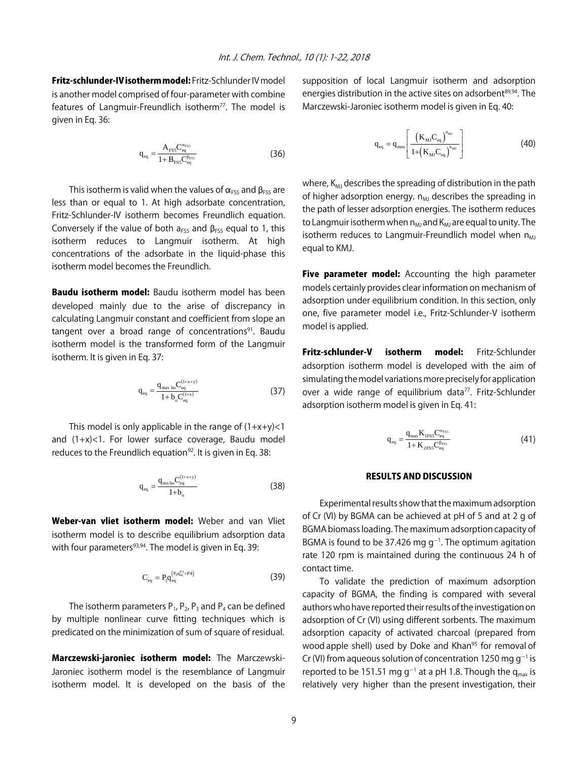**Fritz-schlunder-IV isotherm model:** Fritz-Schlunder IV model is another model comprised of four-parameter with combine features of Langmuir-Freundlich isotherm[77]. The model is given in Eq. 36:

$$q_{eq} = \frac{A_{FS5} C_{eq}^{\alpha_{FS5}}}{1 + B_{FS5} C_{eq}^{\beta_{FS5}}} \tag{36}$$

This isotherm is valid when the values of $\alpha_{FS5}$ and $\beta_{FS5}$ are less than or equal to 1. At high adsorbate concentration, Fritz-Schlunder-IV isotherm becomes Freundlich equation. Conversely if the value of both $a_{FS5}$ and $\beta_{FS5}$ equal to 1, this isotherm reduces to Langmuir isotherm. At high concentrations of the adsorbate in the liquid-phase this isotherm model becomes the Freundlich.

**Baudu isotherm model:** Baudu isotherm model has been developed mainly due to the arise of discrepancy in calculating Langmuir constant and coefficient from slope an tangent over a broad range of concentrations[91]. Baudu isotherm model is the transformed form of the Langmuir isotherm. It is given in Eq. 37:

$$q_{eq} = \frac{q_{max\ bo} C_{eq}^{(1+x+y)}}{1 + b_o C_{eq}^{(1+x)}} \tag{37}$$

This model is only applicable in the range of (1+x+y)<1 and (1+x)<1. For lower surface coverage, Baudu model reduces to the Freundlich equation[92]. It is given in Eq. 38:

$$q_{eq} = \frac{q_{mo\ bo} C_{eq}^{(1+x+y)}}{1 + b_o} \tag{38}$$

**Weber-van vliet isotherm model:** Weber and van Vliet isotherm model is to describe equilibrium adsorption data with four parameters[93,94]. The model is given in Eq. 39:

$$C_{eq} = P_1 q_{eq}^{\left(P_2 q_{eq}^{P_3} + P_4\right)} \tag{39}$$

The isotherm parameters $P_1$, $P_2$, $P_3$ and $P_4$ can be defined by multiple nonlinear curve fitting techniques which is predicated on the minimization of sum of square of residual.

**Marczewski-jaroniec isotherm model:** The Marczewski-Jaroniec isotherm model is the resemblance of Langmuir isotherm model. It is developed on the basis of the supposition of local Langmuir isotherm and adsorption energies distribution in the active sites on adsorbent[89,94]. The Marczewski-Jaroniec isotherm model is given in Eq. 40:

$$q_{eq} = q_{max} \left[ \frac{\left(K_{MJ} C_{eq}\right)^{n_{MJ}}}{1 + \left(K_{MJ} C_{eq}\right)^{n_{MJ}}} \right] \tag{40}$$

where, $K_{MJ}$ describes the spreading of distribution in the path of higher adsorption energy. $n_{MJ}$ describes the spreading in the path of lesser adsorption energies. The isotherm reduces to Langmuir isotherm when $n_{MJ}$ and $K_{MJ}$ are equal to unity. The isotherm reduces to Langmuir-Freundlich model when $n_{MJ}$ equal to KMJ.

**Five parameter model:** Accounting the high parameter models certainly provides clear information on mechanism of adsorption under equilibrium condition. In this section, only one, five parameter model i.e., Fritz-Schlunder-V isotherm model is applied.

**Fritz-schlunder-V isotherm model:** Fritz-Schlunder adsorption isotherm model is developed with the aim of simulating the model variations more precisely for application over a wide range of equilibrium data[77]. Fritz-Schlunder adsorption isotherm model is given in Eq. 41:

$$q_{eq} = \frac{q_{max} K_{1FS5} C_{eq}^{\alpha_{FS5}}}{1 + K_{2FS5} C_{eq}^{\beta_{FS5}}} \tag{41}$$

## RESULTS AND DISCUSSION

Experimental results show that the maximum adsorption of Cr (VI) by BGMA can be achieved at pH of 5 and at 2 g of BGMA biomass loading. The maximum adsorption capacity of BGMA is found to be 37.426 mg g$^{-1}$. The optimum agitation rate 120 rpm is maintained during the continuous 24 h of contact time.

To validate the prediction of maximum adsorption capacity of BGMA, the finding is compared with several authors who have reported their results of the investigation on adsorption of Cr (VI) using different sorbents. The maximum adsorption capacity of activated charcoal (prepared from wood apple shell) used by Doke and Khan[95] for removal of Cr (VI) from aqueous solution of concentration 1250 mg g$^{-1}$ is reported to be 151.51 mg g$^{-1}$ at a pH 1.8. Though the $q_{max}$ is relatively very higher than the present investigation, their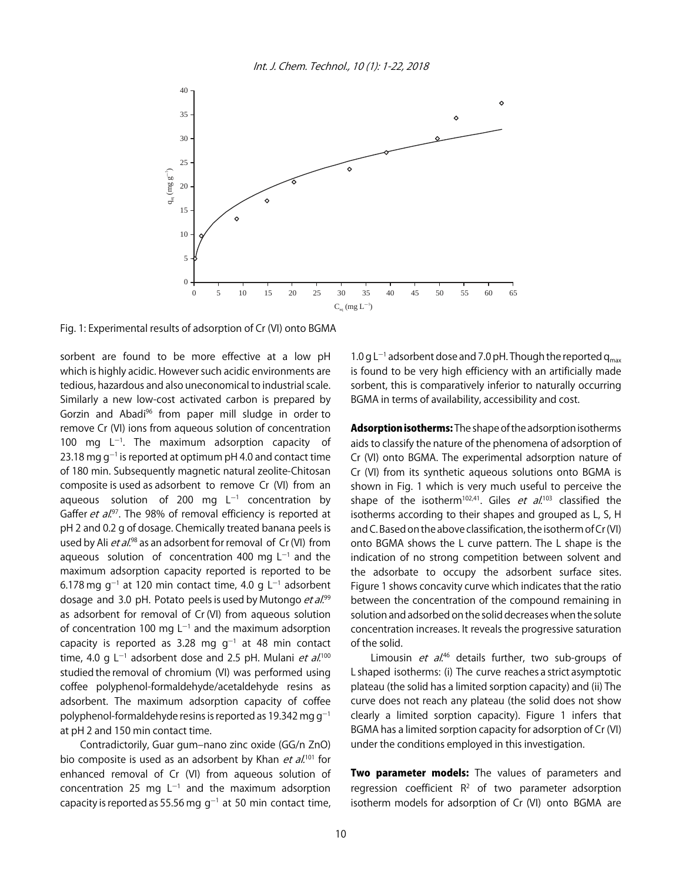Fig. 1: Experimental results of adsorption of Cr (VI) onto BGMA

sorbent are found to be more effective at a low pH which is highly acidic. However such acidic environments are tedious, hazardous and also uneconomical to industrial scale. Similarly a new low-cost activated carbon is prepared by Gorzin and Abadi[96] from paper mill sludge in order to remove Cr (VI) ions from aqueous solution of concentration 100 mg $L^{-1}$. The maximum adsorption capacity of 23.18 mg $g^{-1}$ is reported at optimum pH 4.0 and contact time of 180 min. Subsequently magnetic natural zeolite-Chitosan composite is used as adsorbent to remove Cr (VI) from an aqueous solution of 200 mg $L^{-1}$ concentration by Gaffer *et al.*[97]. The 98% of removal efficiency is reported at pH 2 and 0.2 g of dosage. Chemically treated banana peels is used by Ali *et al.*[98] as an adsorbent for removal of Cr (VI) from aqueous solution of concentration 400 mg $L^{-1}$ and the maximum adsorption capacity reported is reported to be 6.178 mg $g^{-1}$ at 120 min contact time, 4.0 g $L^{-1}$ adsorbent dosage and 3.0 pH. Potato peels is used by Mutongo *et al.*[99] as adsorbent for removal of Cr (VI) from aqueous solution of concentration 100 mg $L^{-1}$ and the maximum adsorption capacity is reported as 3.28 mg $g^{-1}$ at 48 min contact time, 4.0 g $L^{-1}$ adsorbent dose and 2.5 pH. Mulani *et al.*[100] studied the removal of chromium (VI) was performed using coffee polyphenol-formaldehyde/acetaldehyde resins as adsorbent. The maximum adsorption capacity of coffee polyphenol-formaldehyde resins is reported as 19.342 mg $g^{-1}$ at pH 2 and 150 min contact time.

Contradictorily, Guar gum–nano zinc oxide (GG/n ZnO) bio composite is used as an adsorbent by Khan *et al.*[101] for enhanced removal of Cr (VI) from aqueous solution of concentration 25 mg $L^{-1}$ and the maximum adsorption capacity is reported as 55.56 mg $g^{-1}$ at 50 min contact time, 1.0 g $L^{-1}$ adsorbent dose and 7.0 pH. Though the reported $q_{max}$ is found to be very high efficiency with an artificially made sorbent, this is comparatively inferior to naturally occurring BGMA in terms of availability, accessibility and cost.

**Adsorption isotherms:** The shape of the adsorption isotherms aids to classify the nature of the phenomena of adsorption of Cr (VI) onto BGMA. The experimental adsorption nature of Cr (VI) from its synthetic aqueous solutions onto BGMA is shown in Fig. 1 which is very much useful to perceive the shape of the isotherm[102,41]. Giles *et al.*[103] classified the isotherms according to their shapes and grouped as L, S, H and C. Based on the above classification, the isotherm of Cr (VI) onto BGMA shows the L curve pattern. The L shape is the indication of no strong competition between solvent and the adsorbate to occupy the adsorbent surface sites. Figure 1 shows concavity curve which indicates that the ratio between the concentration of the compound remaining in solution and adsorbed on the solid decreases when the solute concentration increases. It reveals the progressive saturation of the solid.

Limousin *et al.*[46] details further, two sub-groups of L shaped isotherms: (i) The curve reaches a strict asymptotic plateau (the solid has a limited sorption capacity) and (ii) The curve does not reach any plateau (the solid does not show clearly a limited sorption capacity). Figure 1 infers that BGMA has a limited sorption capacity for adsorption of Cr (VI) under the conditions employed in this investigation.

**Two parameter models:** The values of parameters and regression coefficient $R^2$ of two parameter adsorption isotherm models for adsorption of Cr (VI) onto BGMA are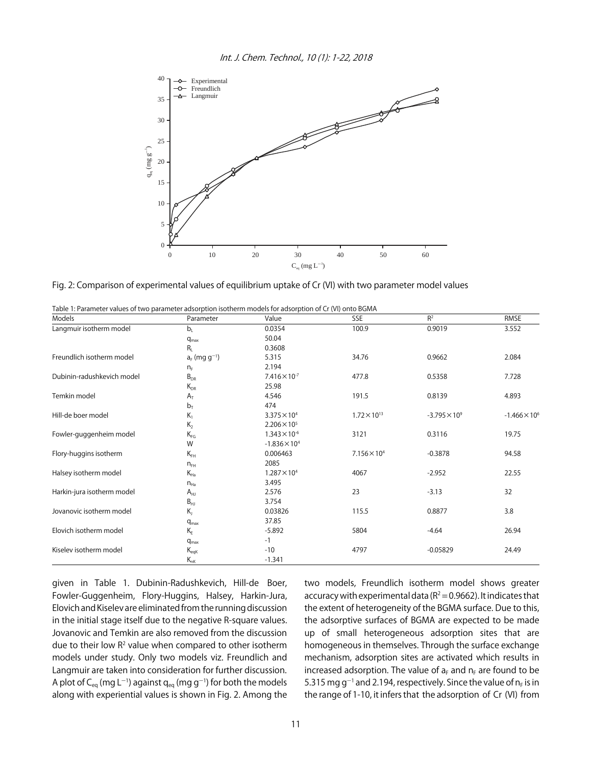Fig. 2: Comparison of experimental values of equilibrium uptake of Cr (VI) with two parameter model values

Table 1: Parameter values of two parameter adsorption isotherm models for adsorption of Cr (VI) onto BGMA

| Models | Parameter | Value | SSE | $R^2$ | RMSE |
|---|---|---|---|---|---|
| Langmuir isotherm model | $b_L$ | 0.0354 | 100.9 | 0.9019 | 3.552 |
| | $q_{max}$ | 50.04 | | | |
| | $R_L$ | 0.3608 | | | |
| Freundlich isotherm model | $a_F$ (mg $g^{-1}$) | 5.315 | 34.76 | 0.9662 | 2.084 |
| | $n_F$ | 2.194 | | | |
| Dubinin-radushkevich model | $B_{DR}$ | $7.416\times10^{-7}$ | 477.8 | 0.5358 | 7.728 |
| | $K_{DR}$ | 25.98 | | | |
| Temkin model | $A_T$ | 4.546 | 191.5 | 0.8139 | 4.893 |
| | $b_T$ | 474 | | | |
| Hill-de boer model | $K_1$ | $3.375\times10^{4}$ | $1.72\times10^{13}$ | $-3.795\times10^{9}$ | $-1.466\times10^{6}$ |
| | $K_2$ | $2.206\times10^{5}$ | | | |
| Fowler-guggenheim model | $K_{FG}$ | $1.343\times10^{-6}$ | 3121 | 0.3116 | 19.75 |
| | W | $-1.836\times10^{4}$ | | | |
| Flory-huggins isotherm | $K_{FH}$ | 0.006463 | $7.156\times10^{4}$ | -0.3878 | 94.58 |
| | $n_{FH}$ | 2085 | | | |
| Halsey isotherm model | $K_{Ha}$ | $1.287\times10^{4}$ | 4067 | -2.952 | 22.55 |
| | $n_{Ha}$ | 3.495 | | | |
| Harkin-jura isotherm model | $A_{HJ}$ | 2.576 | 23 | -3.13 | 32 |
| | $B_{HJ}$ | 3.754 | | | |
| Jovanovic isotherm model | $K_J$ | 0.03826 | 115.5 | 0.8877 | 3.8 |
| | $q_{max}$ | 37.85 | | | |
| Elovich isotherm model | $K_E$ | -5.892 | 5804 | -4.64 | 26.94 |
| | $q_{max}$ | -1 | | | |
| Kiselev isotherm model | $K_{eqK}$ | -10 | 4797 | -0.05829 | 24.49 |
| | $K_{nK}$ | -1.341 | | | |

given in Table 1. Dubinin-Radushkevich, Hill-de Boer, Fowler-Guggenheim, Flory-Huggins, Halsey, Harkin-Jura, Elovich and Kiselev are eliminated from the running discussion in the initial stage itself due to the negative R-square values. Jovanovic and Temkin are also removed from the discussion due to their low $R^2$ value when compared to other isotherm models under study. Only two models viz. Freundlich and Langmuir are taken into consideration for further discussion. A plot of $C_{eq}$ (mg $L^{-1}$) against $q_{eq}$ (mg $g^{-1}$) for both the models along with experiential values is shown in Fig. 2. Among the two models, Freundlich isotherm model shows greater accuracy with experimental data ($R^2 = 0.9662$). It indicates that the extent of heterogeneity of the BGMA surface. Due to this, the adsorptive surfaces of BGMA are expected to be made up of small heterogeneous adsorption sites that are homogeneous in themselves. Through the surface exchange mechanism, adsorption sites are activated which results in increased adsorption. The value of $a_F$ and $n_F$ are found to be 5.315 mg $g^{-1}$ and 2.194, respectively. Since the value of $n_F$ is in the range of 1-10, it infers that the adsorption of Cr (VI) from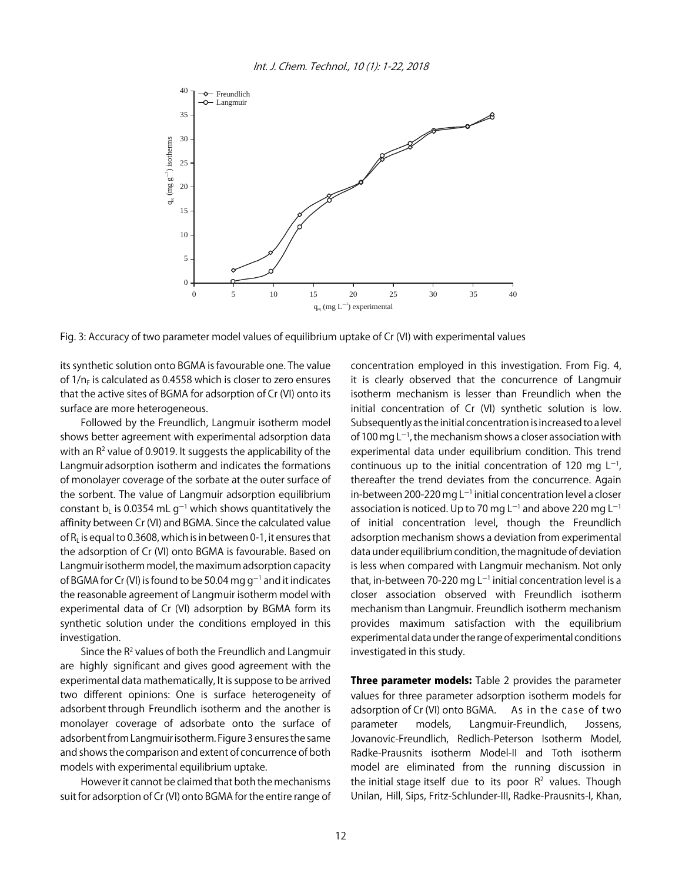Fig. 3: Accuracy of two parameter model values of equilibrium uptake of Cr (VI) with experimental values

its synthetic solution onto BGMA is favourable one. The value of $1/n_F$ is calculated as 0.4558 which is closer to zero ensures that the active sites of BGMA for adsorption of Cr (VI) onto its surface are more heterogeneous.

Followed by the Freundlich, Langmuir isotherm model shows better agreement with experimental adsorption data with an $R^2$ value of 0.9019. It suggests the applicability of the Langmuir adsorption isotherm and indicates the formations of monolayer coverage of the sorbate at the outer surface of the sorbent. The value of Langmuir adsorption equilibrium constant $b_L$ is 0.0354 mL $g^{-1}$ which shows quantitatively the affinity between Cr (VI) and BGMA. Since the calculated value of $R_L$ is equal to 0.3608, which is in between 0-1, it ensures that the adsorption of Cr (VI) onto BGMA is favourable. Based on Langmuir isotherm model, the maximum adsorption capacity of BGMA for Cr (VI) is found to be 50.04 mg $g^{-1}$ and it indicates the reasonable agreement of Langmuir isotherm model with experimental data of Cr (VI) adsorption by BGMA form its synthetic solution under the conditions employed in this investigation.

Since the $R^2$ values of both the Freundlich and Langmuir are highly significant and gives good agreement with the experimental data mathematically, It is suppose to be arrived two different opinions: One is surface heterogeneity of adsorbent through Freundlich isotherm and the another is monolayer coverage of adsorbate onto the surface of adsorbent from Langmuir isotherm. Figure 3 ensures the same and shows the comparison and extent of concurrence of both models with experimental equilibrium uptake.

However it cannot be claimed that both the mechanisms suit for adsorption of Cr (VI) onto BGMA for the entire range of concentration employed in this investigation. From Fig. 4, it is clearly observed that the concurrence of Langmuir isotherm mechanism is lesser than Freundlich when the initial concentration of Cr (VI) synthetic solution is low. Subsequently as the initial concentration is increased to a level of 100 mg $L^{-1}$, the mechanism shows a closer association with experimental data under equilibrium condition. This trend continuous up to the initial concentration of 120 mg $L^{-1}$, thereafter the trend deviates from the concurrence. Again in-between 200-220 mg $L^{-1}$ initial concentration level a closer association is noticed. Up to 70 mg $L^{-1}$ and above 220 mg $L^{-1}$ of initial concentration level, though the Freundlich adsorption mechanism shows a deviation from experimental data under equilibrium condition, the magnitude of deviation is less when compared with Langmuir mechanism. Not only that, in-between 70-220 mg $L^{-1}$ initial concentration level is a closer association observed with Freundlich isotherm mechanism than Langmuir. Freundlich isotherm mechanism provides maximum satisfaction with the equilibrium experimental data under the range of experimental conditions investigated in this study.

**Three parameter models:** Table 2 provides the parameter values for three parameter adsorption isotherm models for adsorption of Cr (VI) onto BGMA. As in the case of two parameter models, Langmuir-Freundlich, Jossens, Jovanovic-Freundlich, Redlich-Peterson Isotherm Model, Radke-Prausnits isotherm Model-II and Toth isotherm model are eliminated from the running discussion in the initial stage itself due to its poor $R^2$ values. Though Unilan, Hill, Sips, Fritz-Schlunder-III, Radke-Prausnits-I, Khan,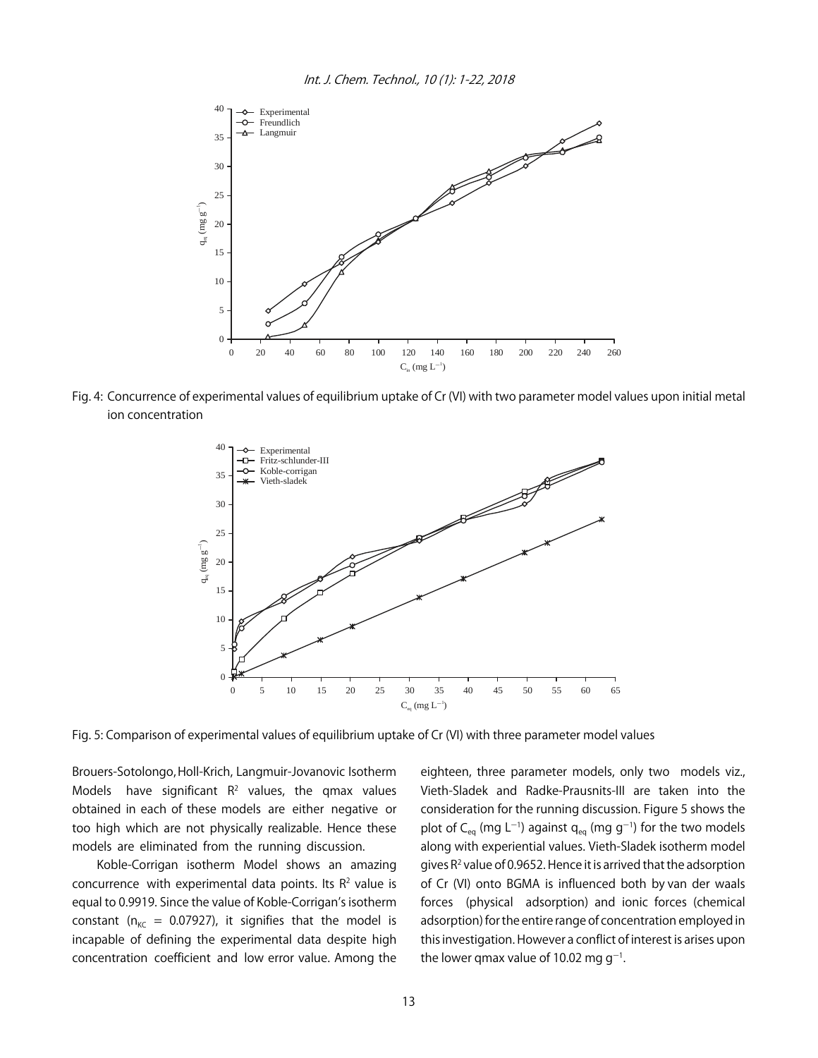Fig. 4: Concurrence of experimental values of equilibrium uptake of Cr (VI) with two parameter model values upon initial metal ion concentration

Fig. 5: Comparison of experimental values of equilibrium uptake of Cr (VI) with three parameter model values

Brouers-Sotolongo, Holl-Krich, Langmuir-Jovanovic Isotherm Models have significant $R^2$ values, the qmax values obtained in each of these models are either negative or too high which are not physically realizable. Hence these models are eliminated from the running discussion.

Koble-Corrigan isotherm Model shows an amazing concurrence with experimental data points. Its $R^2$ value is equal to 0.9919. Since the value of Koble-Corrigan's isotherm constant ($n_{KC}$ = 0.07927), it signifies that the model is incapable of defining the experimental data despite high concentration coefficient and low error value. Among the eighteen, three parameter models, only two models viz., Vieth-Sladek and Radke-Prausnits-III are taken into the consideration for the running discussion. Figure 5 shows the plot of $C_{eq}$ (mg $L^{-1}$) against $q_{eq}$ (mg $g^{-1}$) for the two models along with experiential values. Vieth-Sladek isotherm model gives $R^2$ value of 0.9652. Hence it is arrived that the adsorption of Cr (VI) onto BGMA is influenced both by van der waals forces (physical adsorption) and ionic forces (chemical adsorption) for the entire range of concentration employed in this investigation. However a conflict of interest is arises upon the lower qmax value of 10.02 mg $g^{-1}$.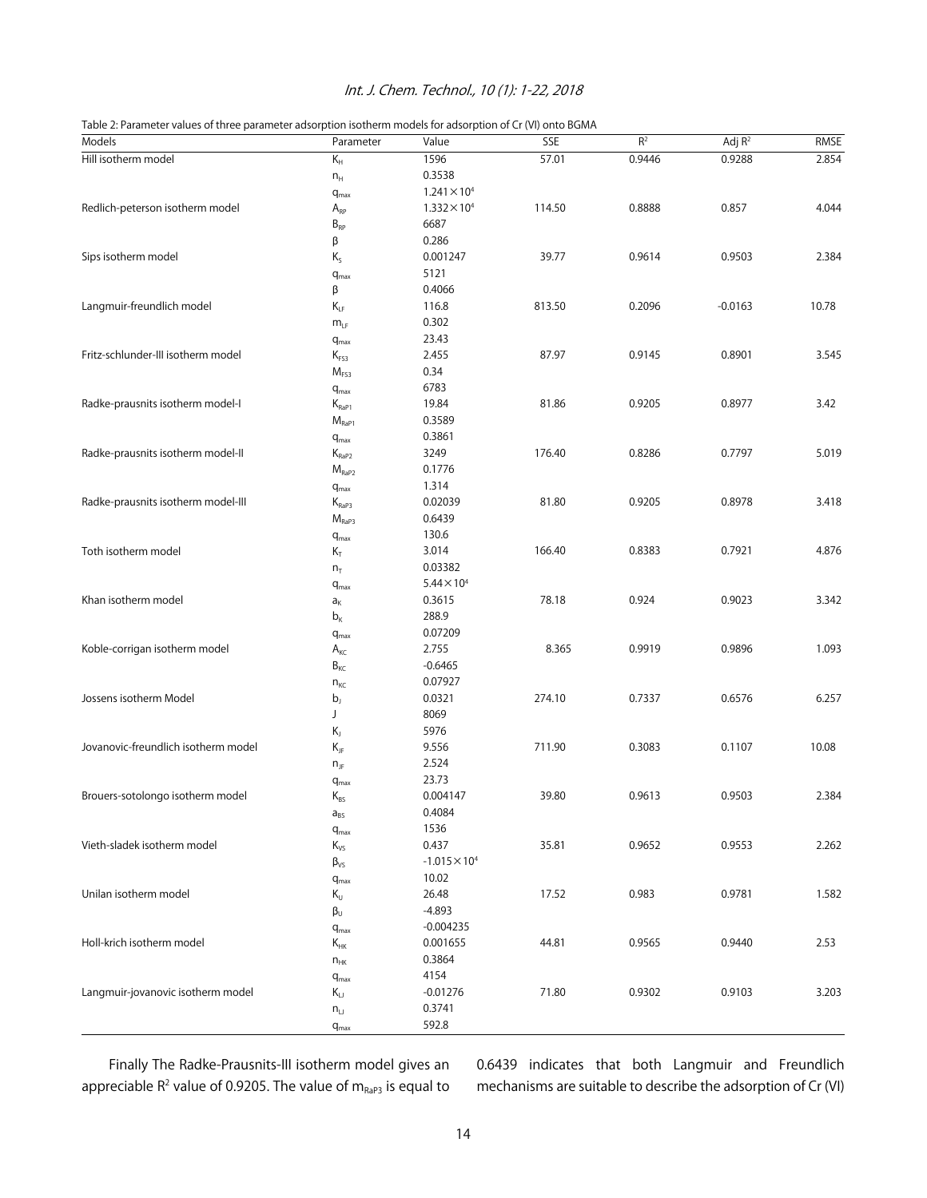Table 2: Parameter values of three parameter adsorption isotherm models for adsorption of Cr (VI) onto BGMA

| Models | Parameter | Value | SSE | $R^2$ | Adj $R^2$ | RMSE |
|---|---|---|---|---|---|---|
| Hill isotherm model | $K_H$ | 1596 | 57.01 | 0.9446 | 0.9288 | 2.854 |
| | $n_H$ | 0.3538 | | | | |
| | $q_{max}$ | $1.241\times10^4$ | | | | |
| Redlich-peterson isotherm model | $A_{RP}$ | $1.332\times10^4$ | 114.50 | 0.8888 | 0.857 | 4.044 |
| | $B_{RP}$ | 6687 | | | | |
| | $\beta$ | 0.286 | | | | |
| Sips isotherm model | $K_S$ | 0.001247 | 39.77 | 0.9614 | 0.9503 | 2.384 |
| | $q_{max}$ | 5121 | | | | |
| | $\beta$ | 0.4066 | | | | |
| Langmuir-freundlich model | $K_{LF}$ | 116.8 | 813.50 | 0.2096 | -0.0163 | 10.78 |
| | $m_{LF}$ | 0.302 | | | | |
| | $q_{max}$ | 23.43 | | | | |
| Fritz-schlunder-III isotherm model | $K_{FS3}$ | 2.455 | 87.97 | 0.9145 | 0.8901 | 3.545 |
| | $M_{FS3}$ | 0.34 | | | | |
| | $q_{max}$ | 6783 | | | | |
| Radke-prausnits isotherm model-I | $K_{RaP1}$ | 19.84 | 81.86 | 0.9205 | 0.8977 | 3.42 |
| | $M_{RaP1}$ | 0.3589 | | | | |
| | $q_{max}$ | 0.3861 | | | | |
| Radke-prausnits isotherm model-II | $K_{RaP2}$ | 3249 | 176.40 | 0.8286 | 0.7797 | 5.019 |
| | $M_{RaP2}$ | 0.1776 | | | | |
| | $q_{max}$ | 1.314 | | | | |
| Radke-prausnits isotherm model-III | $K_{RaP3}$ | 0.02039 | 81.80 | 0.9205 | 0.8978 | 3.418 |
| | $M_{RaP3}$ | 0.6439 | | | | |
| | $q_{max}$ | 130.6 | | | | |
| Toth isotherm model | $K_T$ | 3.014 | 166.40 | 0.8383 | 0.7921 | 4.876 |
| | $n_T$ | 0.03382 | | | | |
| | $q_{max}$ | $5.44\times10^4$ | | | | |
| Khan isotherm model | $a_K$ | 0.3615 | 78.18 | 0.924 | 0.9023 | 3.342 |
| | $b_K$ | 288.9 | | | | |
| | $q_{max}$ | 0.07209 | | | | |
| Koble-corrigan isotherm model | $A_{KC}$ | 2.755 | 8.365 | 0.9919 | 0.9896 | 1.093 |
| | $B_{KC}$ | -0.6465 | | | | |
| | $n_{KC}$ | 0.07927 | | | | |
| Jossens isotherm Model | $b_J$ | 0.0321 | 274.10 | 0.7337 | 0.6576 | 6.257 |
| | J | 8069 | | | | |
| | $K_J$ | 5976 | | | | |
| Jovanovic-freundlich isotherm model | $K_{JF}$ | 9.556 | 711.90 | 0.3083 | 0.1107 | 10.08 |
| | $n_{JF}$ | 2.524 | | | | |
| | $q_{max}$ | 23.73 | | | | |
| Brouers-sotolongo isotherm model | $K_{BS}$ | 0.004147 | 39.80 | 0.9613 | 0.9503 | 2.384 |
| | $a_{BS}$ | 0.4084 | | | | |
| | $q_{max}$ | 1536 | | | | |
| Vieth-sladek isotherm model | $K_{VS}$ | 0.437 | 35.81 | 0.9652 | 0.9553 | 2.262 |
| | $\beta_{VS}$ | $-1.015\times10^4$ | | | | |
| | $q_{max}$ | 10.02 | | | | |
| Unilan isotherm model | $K_U$ | 26.48 | 17.52 | 0.983 | 0.9781 | 1.582 |
| | $\beta_U$ | -4.893 | | | | |
| | $q_{max}$ | -0.004235 | | | | |
| Holl-krich isotherm model | $K_{HK}$ | 0.001655 | 44.81 | 0.9565 | 0.9440 | 2.53 |
| | $n_{HK}$ | 0.3864 | | | | |
| | $q_{max}$ | 4154 | | | | |
| Langmuir-jovanovic isotherm model | $K_{LJ}$ | -0.01276 | 71.80 | 0.9302 | 0.9103 | 3.203 |
| | $n_{LJ}$ | 0.3741 | | | | |
| | $q_{max}$ | 592.8 | | | | |

Finally The Radke-Prausnits-III isotherm model gives an appreciable $R^2$ value of 0.9205. The value of $m_{RaP3}$ is equal to 0.6439 indicates that both Langmuir and Freundlich mechanisms are suitable to describe the adsorption of Cr (VI)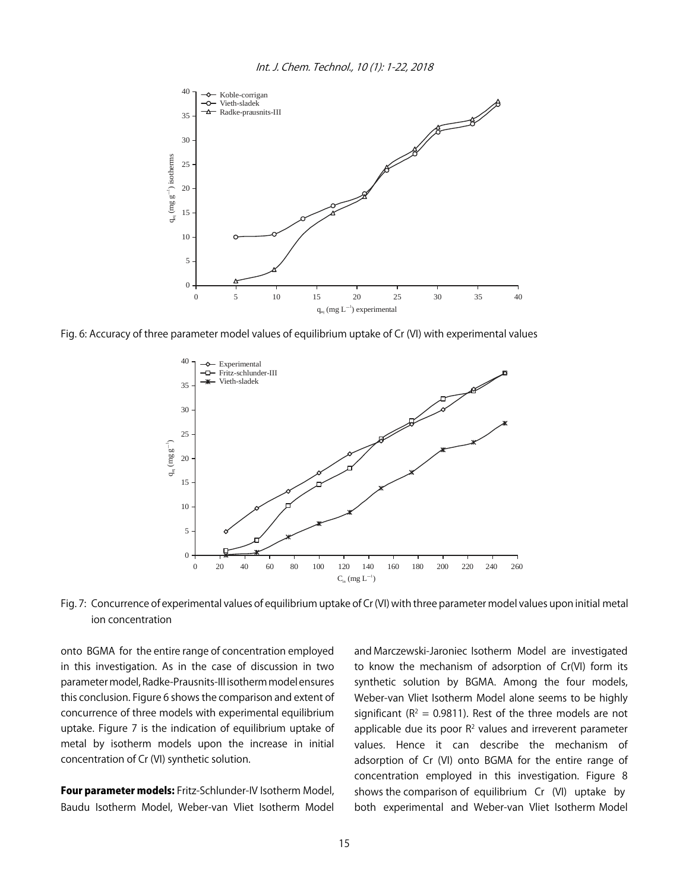Fig. 6: Accuracy of three parameter model values of equilibrium uptake of Cr (VI) with experimental values

Fig. 7: Concurrence of experimental values of equilibrium uptake of Cr (VI) with three parameter model values upon initial metal ion concentration

onto BGMA for the entire range of concentration employed in this investigation. As in the case of discussion in two parameter model, Radke-Prausnits-III isotherm model ensures this conclusion. Figure 6 shows the comparison and extent of concurrence of three models with experimental equilibrium uptake. Figure 7 is the indication of equilibrium uptake of metal by isotherm models upon the increase in initial concentration of Cr (VI) synthetic solution.

**Four parameter models:** Fritz-Schlunder-IV Isotherm Model, Baudu Isotherm Model, Weber-van Vliet Isotherm Model and Marczewski-Jaroniec Isotherm Model are investigated to know the mechanism of adsorption of Cr(VI) form its synthetic solution by BGMA. Among the four models, Weber-van Vliet Isotherm Model alone seems to be highly significant ($R^2 = 0.9811$). Rest of the three models are not applicable due its poor $R^2$ values and irreverent parameter values. Hence it can describe the mechanism of adsorption of Cr (VI) onto BGMA for the entire range of concentration employed in this investigation. Figure 8 shows the comparison of equilibrium Cr (VI) uptake by both experimental and Weber-van Vliet Isotherm Model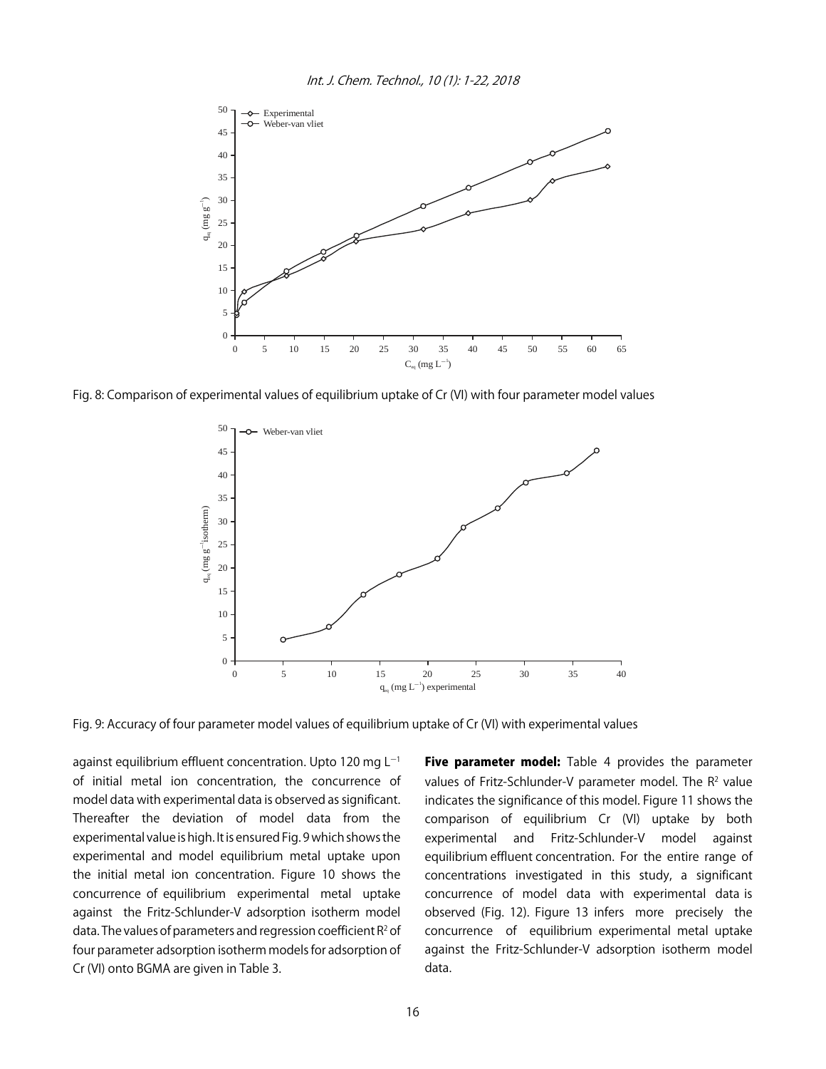Fig. 8: Comparison of experimental values of equilibrium uptake of Cr (VI) with four parameter model values

Fig. 9: Accuracy of four parameter model values of equilibrium uptake of Cr (VI) with experimental values

against equilibrium effluent concentration. Upto 120 mg $L^{-1}$ of initial metal ion concentration, the concurrence of model data with experimental data is observed as significant. Thereafter the deviation of model data from the experimental value is high. It is ensured Fig. 9 which shows the experimental and model equilibrium metal uptake upon the initial metal ion concentration. Figure 10 shows the concurrence of equilibrium experimental metal uptake against the Fritz-Schlunder-V adsorption isotherm model data. The values of parameters and regression coefficient $R^2$ of four parameter adsorption isotherm models for adsorption of Cr (VI) onto BGMA are given in Table 3.

**Five parameter model:** Table 4 provides the parameter values of Fritz-Schlunder-V parameter model. The $R^2$ value indicates the significance of this model. Figure 11 shows the comparison of equilibrium Cr (VI) uptake by both experimental and Fritz-Schlunder-V model against equilibrium effluent concentration. For the entire range of concentrations investigated in this study, a significant concurrence of model data with experimental data is observed (Fig. 12). Figure 13 infers more precisely the concurrence of equilibrium experimental metal uptake against the Fritz-Schlunder-V adsorption isotherm model data.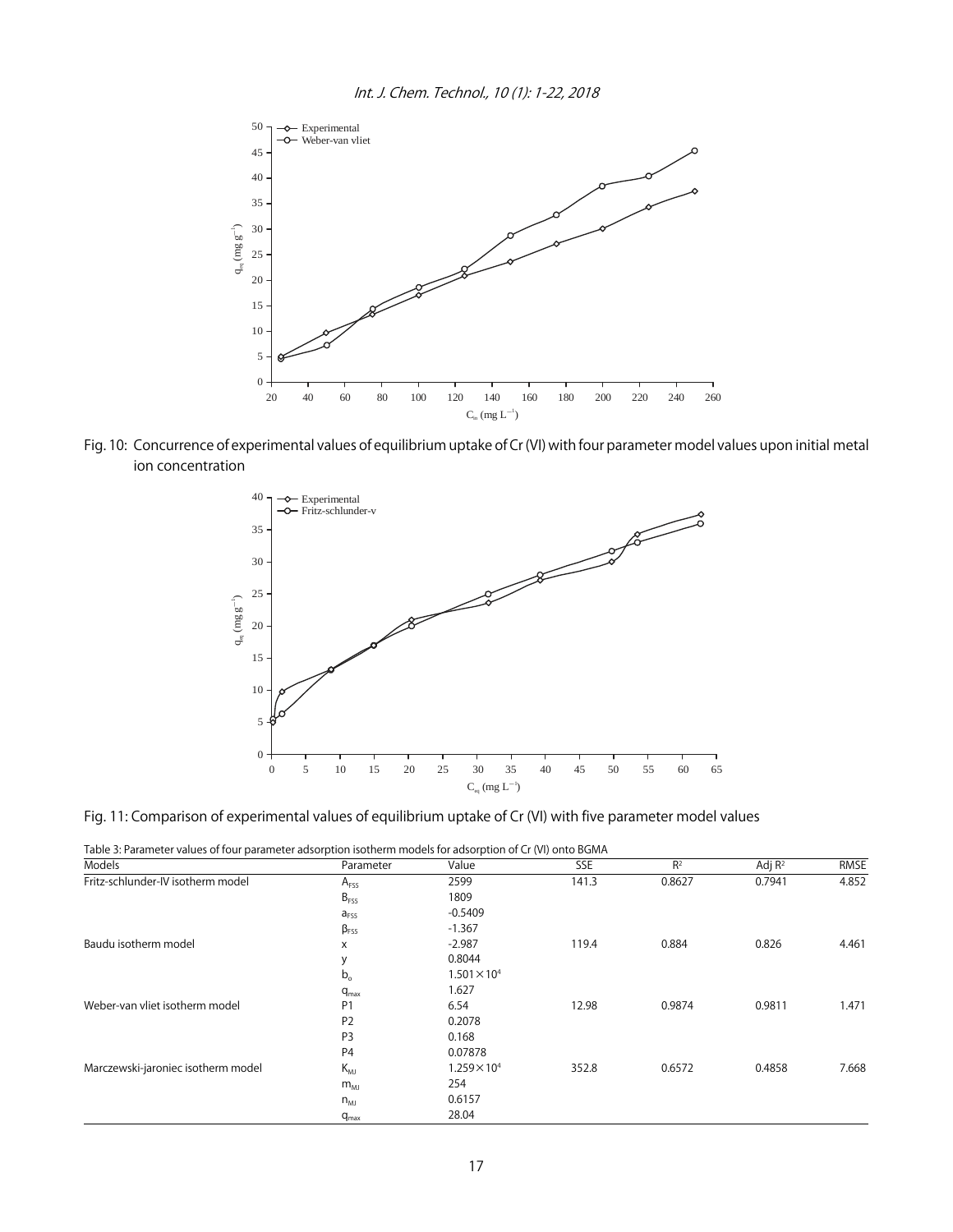Fig. 10: Concurrence of experimental values of equilibrium uptake of Cr (VI) with four parameter model values upon initial metal ion concentration

Fig. 11: Comparison of experimental values of equilibrium uptake of Cr (VI) with five parameter model values

Table 3: Parameter values of four parameter adsorption isotherm models for adsorption of Cr (VI) onto BGMA

| Models | Parameter | Value | SSE | $R^2$ | Adj $R^2$ | RMSE |
|---|---|---|---|---|---|---|
| Fritz-schlunder-IV isotherm model | $A_{FS5}$ | 2599 | 141.3 | 0.8627 | 0.7941 | 4.852 |
| | $B_{FS5}$ | 1809 | | | | |
| | $a_{FS5}$ | -0.5409 | | | | |
| | $\beta_{FS5}$ | -1.367 | | | | |
| Baudu isotherm model | x | -2.987 | 119.4 | 0.884 | 0.826 | 4.461 |
| | y | 0.8044 | | | | |
| | $b_o$ | $1.501\times10^4$ | | | | |
| | $q_{max}$ | 1.627 | | | | |
| Weber-van vliet isotherm model | P1 | 6.54 | 12.98 | 0.9874 | 0.9811 | 1.471 |
| | P2 | 0.2078 | | | | |
| | P3 | 0.168 | | | | |
| | P4 | 0.07878 | | | | |
| Marczewski-jaroniec isotherm model | $K_{MJ}$ | $1.259\times10^4$ | 352.8 | 0.6572 | 0.4858 | 7.668 |
| | $m_{MJ}$ | 254 | | | | |
| | $n_{MJ}$ | 0.6157 | | | | |
| | $q_{max}$ | 28.04 | | | | |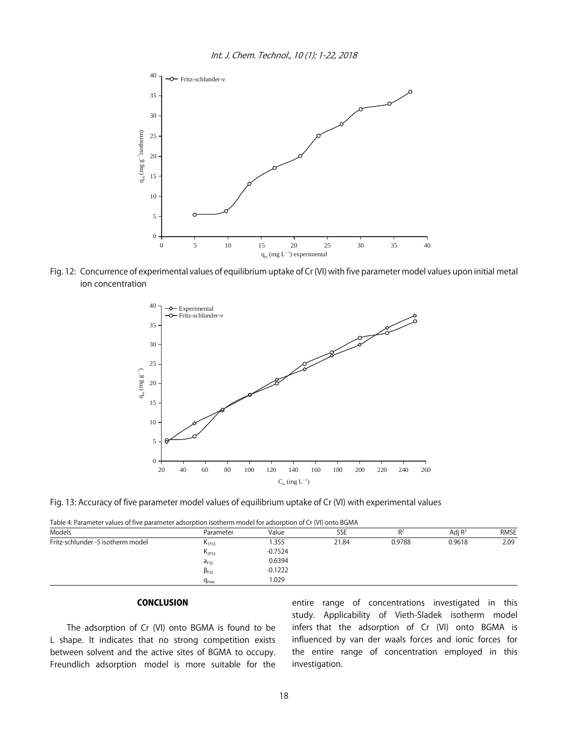Fig. 12: Concurrence of experimental values of equilibrium uptake of Cr (VI) with five parameter model values upon initial metal ion concentration

Fig. 13: Accuracy of five parameter model values of equilibrium uptake of Cr (VI) with experimental values

Table 4: Parameter values of five parameter adsorption isotherm model for adsorption of Cr (VI) onto BGMA

| Models | Parameter | Value | SSE | $R^2$ | Adj $R^2$ | RMSE |
|---|---|---|---|---|---|---|
| Fritz-schlunder -5 isotherm model | $K_{1FS5}$ | 1.355 | 21.84 | 0.9788 | 0.9618 | 2.09 |
| | $K_{2FS5}$ | -0.7524 | | | | |
| | $a_{FS5}$ | 0.6394 | | | | |
| | $\beta_{FS5}$ | -0.1222 | | | | |
| | $q_{max}$ | 1.029 | | | | |

## CONCLUSION

The adsorption of Cr (VI) onto BGMA is found to be L shape. It indicates that no strong competition exists between solvent and the active sites of BGMA to occupy. Freundlich adsorption model is more suitable for the entire range of concentrations investigated in this study. Applicability of Vieth-Sladek isotherm model infers that the adsorption of Cr (VI) onto BGMA is influenced by van der waals forces and ionic forces for the entire range of concentration employed in this investigation.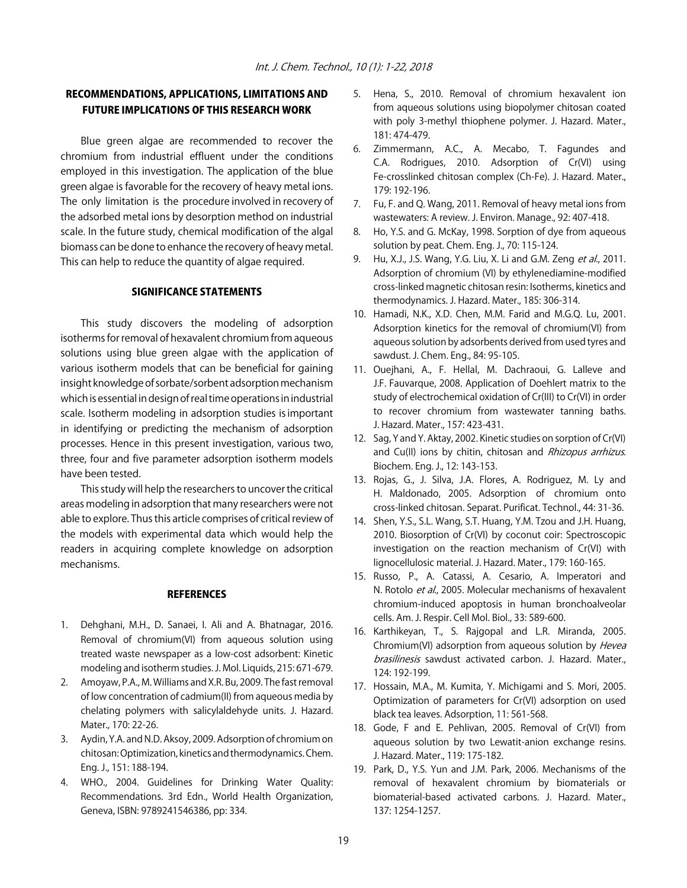## RECOMMENDATIONS, APPLICATIONS, LIMITATIONS AND FUTURE IMPLICATIONS OF THIS RESEARCH WORK

Blue green algae are recommended to recover the chromium from industrial effluent under the conditions employed in this investigation. The application of the blue green algae is favorable for the recovery of heavy metal ions. The only limitation is the procedure involved in recovery of the adsorbed metal ions by desorption method on industrial scale. In the future study, chemical modification of the algal biomass can be done to enhance the recovery of heavy metal. This can help to reduce the quantity of algae required.

## SIGNIFICANCE STATEMENTS

This study discovers the modeling of adsorption isotherms for removal of hexavalent chromium from aqueous solutions using blue green algae with the application of various isotherm models that can be beneficial for gaining insight knowledge of sorbate/sorbent adsorption mechanism which is essential in design of real time operations in industrial scale. Isotherm modeling in adsorption studies is important in identifying or predicting the mechanism of adsorption processes. Hence in this present investigation, various two, three, four and five parameter adsorption isotherm models have been tested.

This study will help the researchers to uncover the critical areas modeling in adsorption that many researchers were not able to explore. Thus this article comprises of critical review of the models with experimental data which would help the readers in acquiring complete knowledge on adsorption mechanisms.

## REFERENCES

1. Dehghani, M.H., D. Sanaei, I. Ali and A. Bhatnagar, 2016. Removal of chromium(VI) from aqueous solution using treated waste newspaper as a low-cost adsorbent: Kinetic modeling and isotherm studies. J. Mol. Liquids, 215: 671-679.
2. Amoyaw, P.A., M. Williams and X.R. Bu, 2009. The fast removal of low concentration of cadmium(II) from aqueous media by chelating polymers with salicylaldehyde units. J. Hazard. Mater., 170: 22-26.
3. Aydin, Y.A. and N.D. Aksoy, 2009. Adsorption of chromium on chitosan: Optimization, kinetics and thermodynamics. Chem. Eng. J., 151: 188-194.
4. WHO., 2004. Guidelines for Drinking Water Quality: Recommendations. 3rd Edn., World Health Organization, Geneva, ISBN: 9789241546386, pp: 334.
5. Hena, S., 2010. Removal of chromium hexavalent ion from aqueous solutions using biopolymer chitosan coated with poly 3-methyl thiophene polymer. J. Hazard. Mater., 181: 474-479.
6. Zimmermann, A.C., A. Mecabo, T. Fagundes and C.A. Rodrigues, 2010. Adsorption of Cr(VI) using Fe-crosslinked chitosan complex (Ch-Fe). J. Hazard. Mater., 179: 192-196.
7. Fu, F. and Q. Wang, 2011. Removal of heavy metal ions from wastewaters: A review. J. Environ. Manage., 92: 407-418.
8. Ho, Y.S. and G. McKay, 1998. Sorption of dye from aqueous solution by peat. Chem. Eng. J., 70: 115-124.
9. Hu, X.J., J.S. Wang, Y.G. Liu, X. Li and G.M. Zeng *et al*., 2011. Adsorption of chromium (VI) by ethylenediamine-modified cross-linked magnetic chitosan resin: Isotherms, kinetics and thermodynamics. J. Hazard. Mater., 185: 306-314.
10. Hamadi, N.K., X.D. Chen, M.M. Farid and M.G.Q. Lu, 2001. Adsorption kinetics for the removal of chromium(VI) from aqueous solution by adsorbents derived from used tyres and sawdust. J. Chem. Eng., 84: 95-105.
11. Ouejhani, A., F. Hellal, M. Dachraoui, G. Lalleve and J.F. Fauvarque, 2008. Application of Doehlert matrix to the study of electrochemical oxidation of Cr(III) to Cr(VI) in order to recover chromium from wastewater tanning baths. J. Hazard. Mater., 157: 423-431.
12. Sag, Y and Y. Aktay, 2002. Kinetic studies on sorption of Cr(VI) and Cu(II) ions by chitin, chitosan and *Rhizopus arrhizus*. Biochem. Eng. J., 12: 143-153.
13. Rojas, G., J. Silva, J.A. Flores, A. Rodriguez, M. Ly and H. Maldonado, 2005. Adsorption of chromium onto cross-linked chitosan. Separat. Purificat. Technol., 44: 31-36.
14. Shen, Y.S., S.L. Wang, S.T. Huang, Y.M. Tzou and J.H. Huang, 2010. Biosorption of Cr(VI) by coconut coir: Spectroscopic investigation on the reaction mechanism of Cr(VI) with lignocellulosic material. J. Hazard. Mater., 179: 160-165.
15. Russo, P., A. Catassi, A. Cesario, A. Imperatori and N. Rotolo *et al*., 2005. Molecular mechanisms of hexavalent chromium-induced apoptosis in human bronchoalveolar cells. Am. J. Respir. Cell Mol. Biol., 33: 589-600.
16. Karthikeyan, T., S. Rajgopal and L.R. Miranda, 2005. Chromium(VI) adsorption from aqueous solution by *Hevea brasilinesis* sawdust activated carbon. J. Hazard. Mater., 124: 192-199.
17. Hossain, M.A., M. Kumita, Y. Michigami and S. Mori, 2005. Optimization of parameters for Cr(VI) adsorption on used black tea leaves. Adsorption, 11: 561-568.
18. Gode, F and E. Pehlivan, 2005. Removal of Cr(VI) from aqueous solution by two Lewatit-anion exchange resins. J. Hazard. Mater., 119: 175-182.
19. Park, D., Y.S. Yun and J.M. Park, 2006. Mechanisms of the removal of hexavalent chromium by biomaterials or biomaterial-based activated carbons. J. Hazard. Mater., 137: 1254-1257.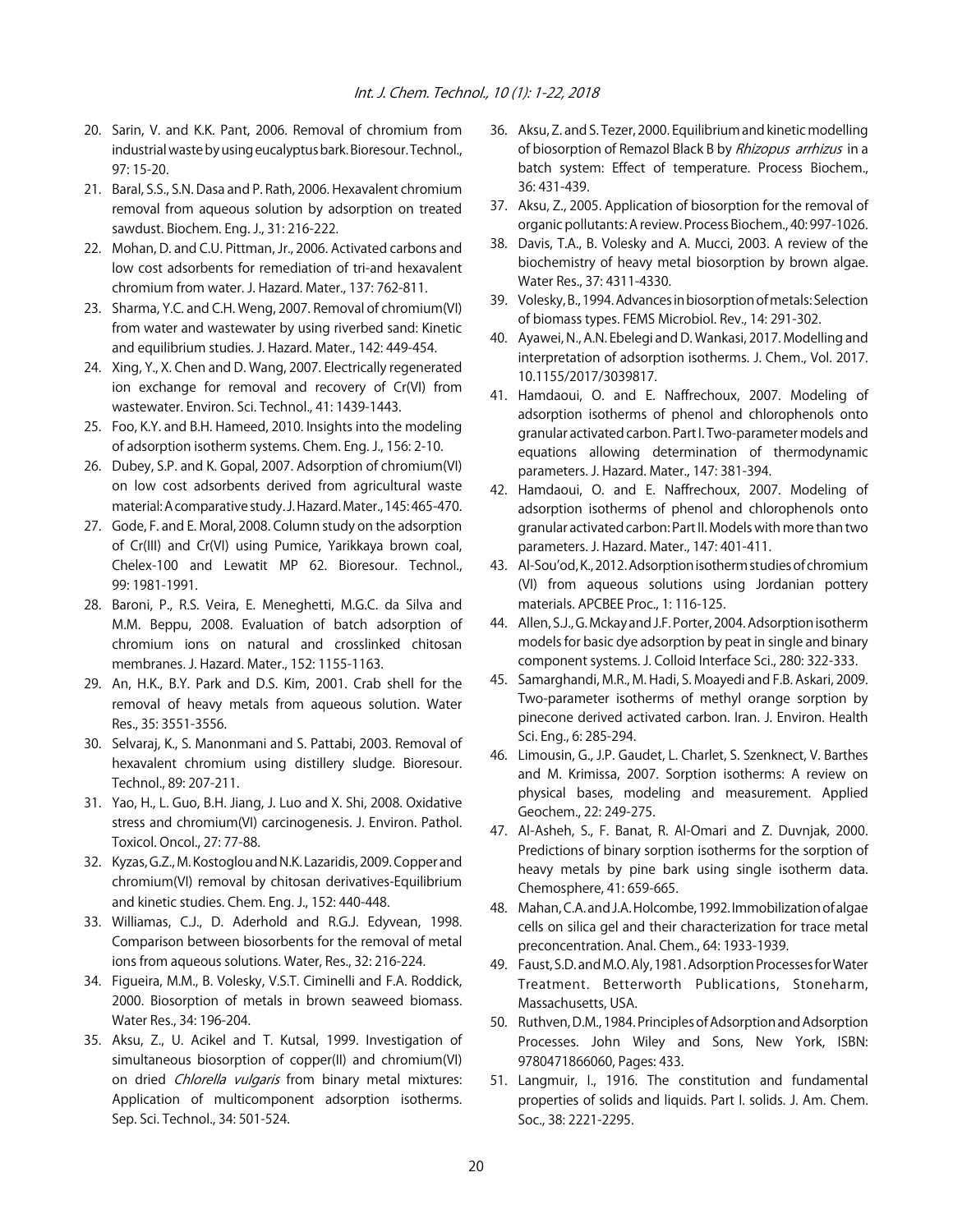20. Sarin, V. and K.K. Pant, 2006. Removal of chromium from industrial waste by using eucalyptus bark. Bioresour. Technol., 97: 15-20.
21. Baral, S.S., S.N. Dasa and P. Rath, 2006. Hexavalent chromium removal from aqueous solution by adsorption on treated sawdust. Biochem. Eng. J., 31: 216-222.
22. Mohan, D. and C.U. Pittman, Jr., 2006. Activated carbons and low cost adsorbents for remediation of tri-and hexavalent chromium from water. J. Hazard. Mater., 137: 762-811.
23. Sharma, Y.C. and C.H. Weng, 2007. Removal of chromium(VI) from water and wastewater by using riverbed sand: Kinetic and equilibrium studies. J. Hazard. Mater., 142: 449-454.
24. Xing, Y., X. Chen and D. Wang, 2007. Electrically regenerated ion exchange for removal and recovery of Cr(VI) from wastewater. Environ. Sci. Technol., 41: 1439-1443.
25. Foo, K.Y. and B.H. Hameed, 2010. Insights into the modeling of adsorption isotherm systems. Chem. Eng. J., 156: 2-10.
26. Dubey, S.P. and K. Gopal, 2007. Adsorption of chromium(VI) on low cost adsorbents derived from agricultural waste material: A comparative study. J. Hazard. Mater., 145: 465-470.
27. Gode, F. and E. Moral, 2008. Column study on the adsorption of Cr(III) and Cr(VI) using Pumice, Yarikkaya brown coal, Chelex-100 and Lewatit MP 62. Bioresour. Technol., 99: 1981-1991.
28. Baroni, P., R.S. Veira, E. Meneghetti, M.G.C. da Silva and M.M. Beppu, 2008. Evaluation of batch adsorption of chromium ions on natural and crosslinked chitosan membranes. J. Hazard. Mater., 152: 1155-1163.
29. An, H.K., B.Y. Park and D.S. Kim, 2001. Crab shell for the removal of heavy metals from aqueous solution. Water Res., 35: 3551-3556.
30. Selvaraj, K., S. Manonmani and S. Pattabi, 2003. Removal of hexavalent chromium using distillery sludge. Bioresour. Technol., 89: 207-211.
31. Yao, H., L. Guo, B.H. Jiang, J. Luo and X. Shi, 2008. Oxidative stress and chromium(VI) carcinogenesis. J. Environ. Pathol. Toxicol. Oncol., 27: 77-88.
32. Kyzas, G.Z., M. Kostoglou and N.K. Lazaridis, 2009. Copper and chromium(VI) removal by chitosan derivatives-Equilibrium and kinetic studies. Chem. Eng. J., 152: 440-448.
33. Williamas, C.J., D. Aderhold and R.G.J. Edyvean, 1998. Comparison between biosorbents for the removal of metal ions from aqueous solutions. Water, Res., 32: 216-224.
34. Figueira, M.M., B. Volesky, V.S.T. Ciminelli and F.A. Roddick, 2000. Biosorption of metals in brown seaweed biomass. Water Res., 34: 196-204.
35. Aksu, Z., U. Acikel and T. Kutsal, 1999. Investigation of simultaneous biosorption of copper(II) and chromium(VI) on dried *Chlorella vulgaris* from binary metal mixtures: Application of multicomponent adsorption isotherms. Sep. Sci. Technol., 34: 501-524.
36. Aksu, Z. and S. Tezer, 2000. Equilibrium and kinetic modelling of biosorption of Remazol Black B by *Rhizopus arrhizus* in a batch system: Effect of temperature. Process Biochem., 36: 431-439.
37. Aksu, Z., 2005. Application of biosorption for the removal of organic pollutants: A review. Process Biochem., 40: 997-1026.
38. Davis, T.A., B. Volesky and A. Mucci, 2003. A review of the biochemistry of heavy metal biosorption by brown algae. Water Res., 37: 4311-4330.
39. Volesky, B., 1994. Advances in biosorption of metals: Selection of biomass types. FEMS Microbiol. Rev., 14: 291-302.
40. Ayawei, N., A.N. Ebelegi and D. Wankasi, 2017. Modelling and interpretation of adsorption isotherms. J. Chem., Vol. 2017. 10.1155/2017/3039817.
41. Hamdaoui, O. and E. Naffrechoux, 2007. Modeling of adsorption isotherms of phenol and chlorophenols onto granular activated carbon. Part I. Two-parameter models and equations allowing determination of thermodynamic parameters. J. Hazard. Mater., 147: 381-394.
42. Hamdaoui, O. and E. Naffrechoux, 2007. Modeling of adsorption isotherms of phenol and chlorophenols onto granular activated carbon: Part II. Models with more than two parameters. J. Hazard. Mater., 147: 401-411.
43. Al-Sou'od, K., 2012. Adsorption isotherm studies of chromium (VI) from aqueous solutions using Jordanian pottery materials. APCBEE Proc., 1: 116-125.
44. Allen, S.J., G. Mckay and J.F. Porter, 2004. Adsorption isotherm models for basic dye adsorption by peat in single and binary component systems. J. Colloid Interface Sci., 280: 322-333.
45. Samarghandi, M.R., M. Hadi, S. Moayedi and F.B. Askari, 2009. Two-parameter isotherms of methyl orange sorption by pinecone derived activated carbon. Iran. J. Environ. Health Sci. Eng., 6: 285-294.
46. Limousin, G., J.P. Gaudet, L. Charlet, S. Szenknect, V. Barthes and M. Krimissa, 2007. Sorption isotherms: A review on physical bases, modeling and measurement. Applied Geochem., 22: 249-275.
47. Al-Asheh, S., F. Banat, R. Al-Omari and Z. Duvnjak, 2000. Predictions of binary sorption isotherms for the sorption of heavy metals by pine bark using single isotherm data. Chemosphere, 41: 659-665.
48. Mahan, C.A. and J.A. Holcombe, 1992. Immobilization of algae cells on silica gel and their characterization for trace metal preconcentration. Anal. Chem., 64: 1933-1939.
49. Faust, S.D. and M.O. Aly, 1981. Adsorption Processes for Water Treatment. Betterworth Publications, Stoneharm, Massachusetts, USA.
50. Ruthven, D.M., 1984. Principles of Adsorption and Adsorption Processes. John Wiley and Sons, New York, ISBN: 9780471866060, Pages: 433.
51. Langmuir, I., 1916. The constitution and fundamental properties of solids and liquids. Part I. solids. J. Am. Chem. Soc., 38: 2221-2295.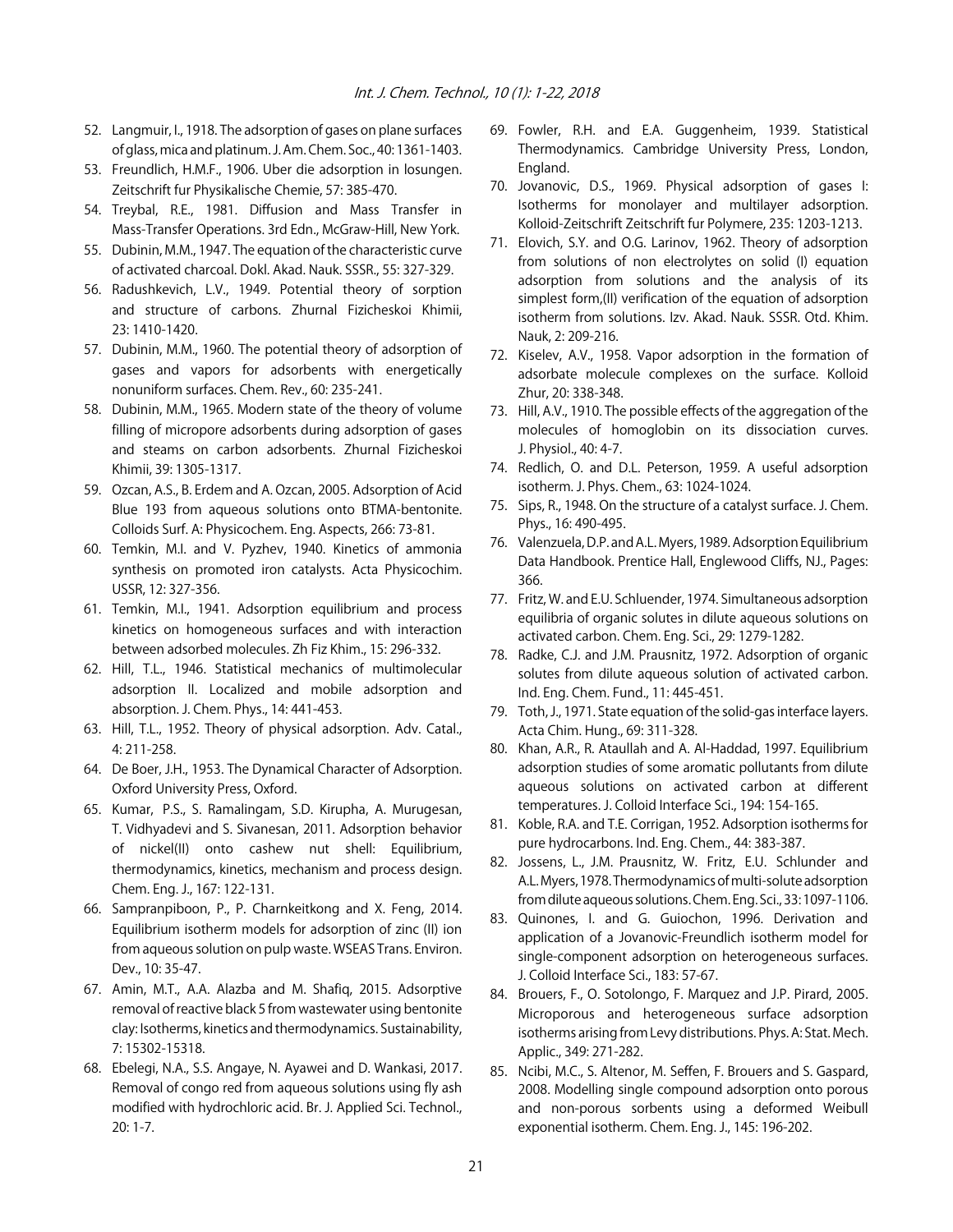52. Langmuir, I., 1918. The adsorption of gases on plane surfaces of glass, mica and platinum. J. Am. Chem. Soc., 40: 1361-1403.
53. Freundlich, H.M.F., 1906. Uber die adsorption in losungen. Zeitschrift fur Physikalische Chemie, 57: 385-470.
54. Treybal, R.E., 1981. Diffusion and Mass Transfer in Mass-Transfer Operations. 3rd Edn., McGraw-Hill, New York.
55. Dubinin, M.M., 1947. The equation of the characteristic curve of activated charcoal. Dokl. Akad. Nauk. SSSR., 55: 327-329.
56. Radushkevich, L.V., 1949. Potential theory of sorption and structure of carbons. Zhurnal Fizicheskoi Khimii, 23: 1410-1420.
57. Dubinin, M.M., 1960. The potential theory of adsorption of gases and vapors for adsorbents with energetically nonuniform surfaces. Chem. Rev., 60: 235-241.
58. Dubinin, M.M., 1965. Modern state of the theory of volume filling of micropore adsorbents during adsorption of gases and steams on carbon adsorbents. Zhurnal Fizicheskoi Khimii, 39: 1305-1317.
59. Ozcan, A.S., B. Erdem and A. Ozcan, 2005. Adsorption of Acid Blue 193 from aqueous solutions onto BTMA-bentonite. Colloids Surf. A: Physicochem. Eng. Aspects, 266: 73-81.
60. Temkin, M.I. and V. Pyzhev, 1940. Kinetics of ammonia synthesis on promoted iron catalysts. Acta Physicochim. USSR, 12: 327-356.
61. Temkin, M.I., 1941. Adsorption equilibrium and process kinetics on homogeneous surfaces and with interaction between adsorbed molecules. Zh Fiz Khim., 15: 296-332.
62. Hill, T.L., 1946. Statistical mechanics of multimolecular adsorption II. Localized and mobile adsorption and absorption. J. Chem. Phys., 14: 441-453.
63. Hill, T.L., 1952. Theory of physical adsorption. Adv. Catal., 4: 211-258.
64. De Boer, J.H., 1953. The Dynamical Character of Adsorption. Oxford University Press, Oxford.
65. Kumar, P.S., S. Ramalingam, S.D. Kirupha, A. Murugesan, T. Vidhyadevi and S. Sivanesan, 2011. Adsorption behavior of nickel(II) onto cashew nut shell: Equilibrium, thermodynamics, kinetics, mechanism and process design. Chem. Eng. J., 167: 122-131.
66. Sampranpiboon, P., P. Charnkeitkong and X. Feng, 2014. Equilibrium isotherm models for adsorption of zinc (II) ion from aqueous solution on pulp waste. WSEAS Trans. Environ. Dev., 10: 35-47.
67. Amin, M.T., A.A. Alazba and M. Shafiq, 2015. Adsorptive removal of reactive black 5 from wastewater using bentonite clay: Isotherms, kinetics and thermodynamics. Sustainability, 7: 15302-15318.
68. Ebelegi, N.A., S.S. Angaye, N. Ayawei and D. Wankasi, 2017. Removal of congo red from aqueous solutions using fly ash modified with hydrochloric acid. Br. J. Applied Sci. Technol., 20: 1-7.
69. Fowler, R.H. and E.A. Guggenheim, 1939. Statistical Thermodynamics. Cambridge University Press, London, England.
70. Jovanovic, D.S., 1969. Physical adsorption of gases I: Isotherms for monolayer and multilayer adsorption. Kolloid-Zeitschrift Zeitschrift fur Polymere, 235: 1203-1213.
71. Elovich, S.Y. and O.G. Larinov, 1962. Theory of adsorption from solutions of non electrolytes on solid (I) equation adsorption from solutions and the analysis of its simplest form,(II) verification of the equation of adsorption isotherm from solutions. Izv. Akad. Nauk. SSSR. Otd. Khim. Nauk, 2: 209-216.
72. Kiselev, A.V., 1958. Vapor adsorption in the formation of adsorbate molecule complexes on the surface. Kolloid Zhur, 20: 338-348.
73. Hill, A.V., 1910. The possible effects of the aggregation of the molecules of homoglobin on its dissociation curves. J. Physiol., 40: 4-7.
74. Redlich, O. and D.L. Peterson, 1959. A useful adsorption isotherm. J. Phys. Chem., 63: 1024-1024.
75. Sips, R., 1948. On the structure of a catalyst surface. J. Chem. Phys., 16: 490-495.
76. Valenzuela, D.P. and A.L. Myers, 1989. Adsorption Equilibrium Data Handbook. Prentice Hall, Englewood Cliffs, NJ., Pages: 366.
77. Fritz, W. and E.U. Schluender, 1974. Simultaneous adsorption equilibria of organic solutes in dilute aqueous solutions on activated carbon. Chem. Eng. Sci., 29: 1279-1282.
78. Radke, C.J. and J.M. Prausnitz, 1972. Adsorption of organic solutes from dilute aqueous solution of activated carbon. Ind. Eng. Chem. Fund., 11: 445-451.
79. Toth, J., 1971. State equation of the solid-gas interface layers. Acta Chim. Hung., 69: 311-328.
80. Khan, A.R., R. Ataullah and A. Al-Haddad, 1997. Equilibrium adsorption studies of some aromatic pollutants from dilute aqueous solutions on activated carbon at different temperatures. J. Colloid Interface Sci., 194: 154-165.
81. Koble, R.A. and T.E. Corrigan, 1952. Adsorption isotherms for pure hydrocarbons. Ind. Eng. Chem., 44: 383-387.
82. Jossens, L., J.M. Prausnitz, W. Fritz, E.U. Schlunder and A.L. Myers, 1978. Thermodynamics of multi-solute adsorption from dilute aqueous solutions. Chem. Eng. Sci., 33: 1097-1106.
83. Quinones, I. and G. Guiochon, 1996. Derivation and application of a Jovanovic-Freundlich isotherm model for single-component adsorption on heterogeneous surfaces. J. Colloid Interface Sci., 183: 57-67.
84. Brouers, F., O. Sotolongo, F. Marquez and J.P. Pirard, 2005. Microporous and heterogeneous surface adsorption isotherms arising from Levy distributions. Phys. A: Stat. Mech. Applic., 349: 271-282.
85. Ncibi, M.C., S. Altenor, M. Seffen, F. Brouers and S. Gaspard, 2008. Modelling single compound adsorption onto porous and non-porous sorbents using a deformed Weibull exponential isotherm. Chem. Eng. J., 145: 196-202.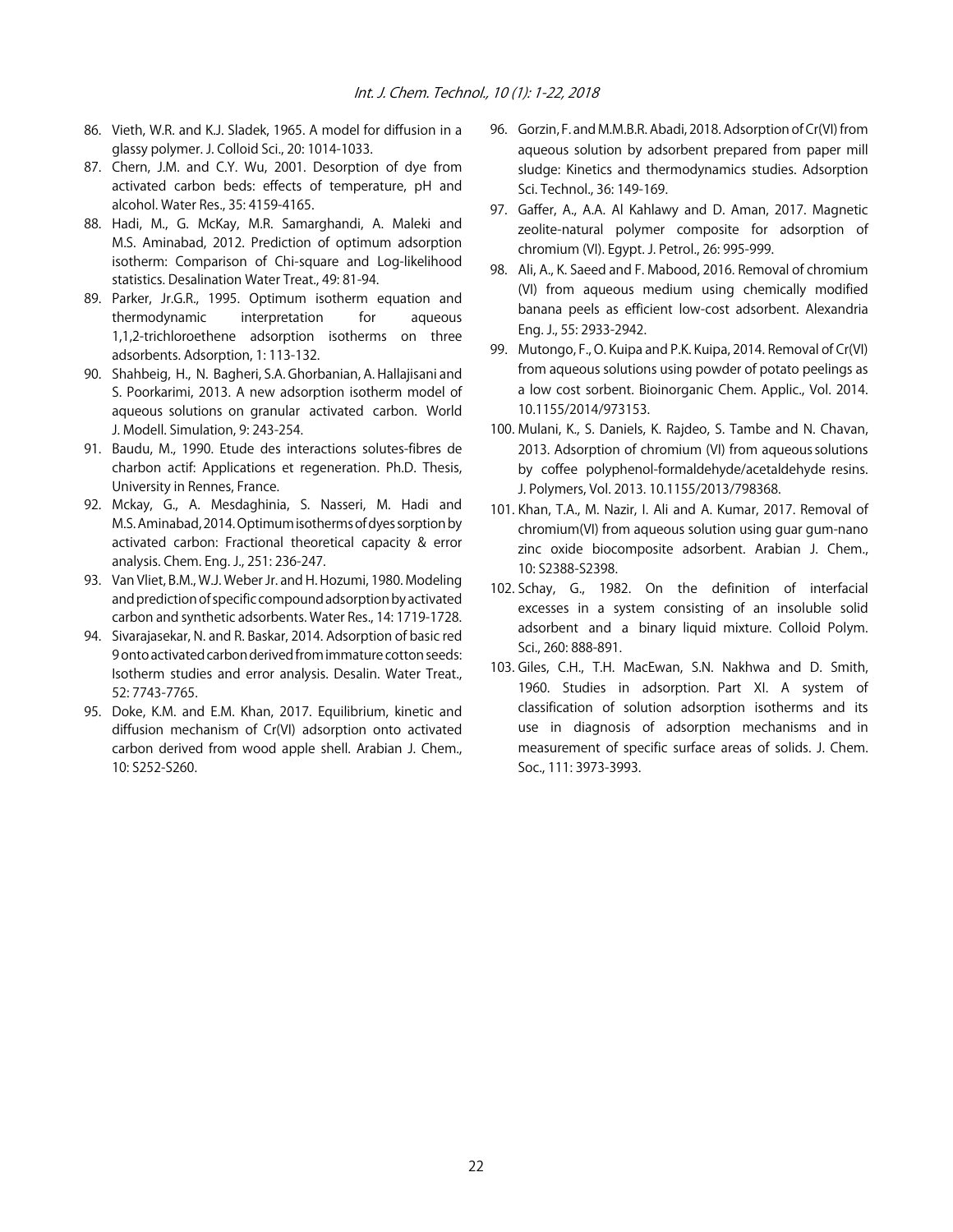86. Vieth, W.R. and K.J. Sladek, 1965. A model for diffusion in a glassy polymer. J. Colloid Sci., 20: 1014-1033.
87. Chern, J.M. and C.Y. Wu, 2001. Desorption of dye from activated carbon beds: effects of temperature, pH and alcohol. Water Res., 35: 4159-4165.
88. Hadi, M., G. McKay, M.R. Samarghandi, A. Maleki and M.S. Aminabad, 2012. Prediction of optimum adsorption isotherm: Comparison of Chi-square and Log-likelihood statistics. Desalination Water Treat., 49: 81-94.
89. Parker, Jr.G.R., 1995. Optimum isotherm equation and thermodynamic interpretation for aqueous 1,1,2-trichloroethene adsorption isotherms on three adsorbents. Adsorption, 1: 113-132.
90. Shahbeig, H., N. Bagheri, S.A. Ghorbanian, A. Hallajisani and S. Poorkarimi, 2013. A new adsorption isotherm model of aqueous solutions on granular activated carbon. World J. Modell. Simulation, 9: 243-254.
91. Baudu, M., 1990. Etude des interactions solutes-fibres de charbon actif: Applications et regeneration. Ph.D. Thesis, University in Rennes, France.
92. Mckay, G., A. Mesdaghinia, S. Nasseri, M. Hadi and M.S. Aminabad, 2014. Optimum isotherms of dyes sorption by activated carbon: Fractional theoretical capacity & error analysis. Chem. Eng. J., 251: 236-247.
93. Van Vliet, B.M., W.J. Weber Jr. and H. Hozumi, 1980. Modeling and prediction of specific compound adsorption by activated carbon and synthetic adsorbents. Water Res., 14: 1719-1728.
94. Sivarajasekar, N. and R. Baskar, 2014. Adsorption of basic red 9 onto activated carbon derived from immature cotton seeds: Isotherm studies and error analysis. Desalin. Water Treat., 52: 7743-7765.
95. Doke, K.M. and E.M. Khan, 2017. Equilibrium, kinetic and diffusion mechanism of Cr(VI) adsorption onto activated carbon derived from wood apple shell. Arabian J. Chem., 10: S252-S260.
96. Gorzin, F. and M.M.B.R. Abadi, 2018. Adsorption of Cr(VI) from aqueous solution by adsorbent prepared from paper mill sludge: Kinetics and thermodynamics studies. Adsorption Sci. Technol., 36: 149-169.
97. Gaffer, A., A.A. Al Kahlawy and D. Aman, 2017. Magnetic zeolite-natural polymer composite for adsorption of chromium (VI). Egypt. J. Petrol., 26: 995-999.
98. Ali, A., K. Saeed and F. Mabood, 2016. Removal of chromium (VI) from aqueous medium using chemically modified banana peels as efficient low-cost adsorbent. Alexandria Eng. J., 55: 2933-2942.
99. Mutongo, F., O. Kuipa and P.K. Kuipa, 2014. Removal of Cr(VI) from aqueous solutions using powder of potato peelings as a low cost sorbent. Bioinorganic Chem. Applic., Vol. 2014. 10.1155/2014/973153.
100. Mulani, K., S. Daniels, K. Rajdeo, S. Tambe and N. Chavan, 2013. Adsorption of chromium (VI) from aqueous solutions by coffee polyphenol-formaldehyde/acetaldehyde resins. J. Polymers, Vol. 2013. 10.1155/2013/798368.
101. Khan, T.A., M. Nazir, I. Ali and A. Kumar, 2017. Removal of chromium(VI) from aqueous solution using guar gum-nano zinc oxide biocomposite adsorbent. Arabian J. Chem., 10: S2388-S2398.
102. Schay, G., 1982. On the definition of interfacial excesses in a system consisting of an insoluble solid adsorbent and a binary liquid mixture. Colloid Polym. Sci., 260: 888-891.
103. Giles, C.H., T.H. MacEwan, S.N. Nakhwa and D. Smith, 1960. Studies in adsorption. Part XI. A system of classification of solution adsorption isotherms and its use in diagnosis of adsorption mechanisms and in measurement of specific surface areas of solids. J. Chem. Soc., 111: 3973-3993.